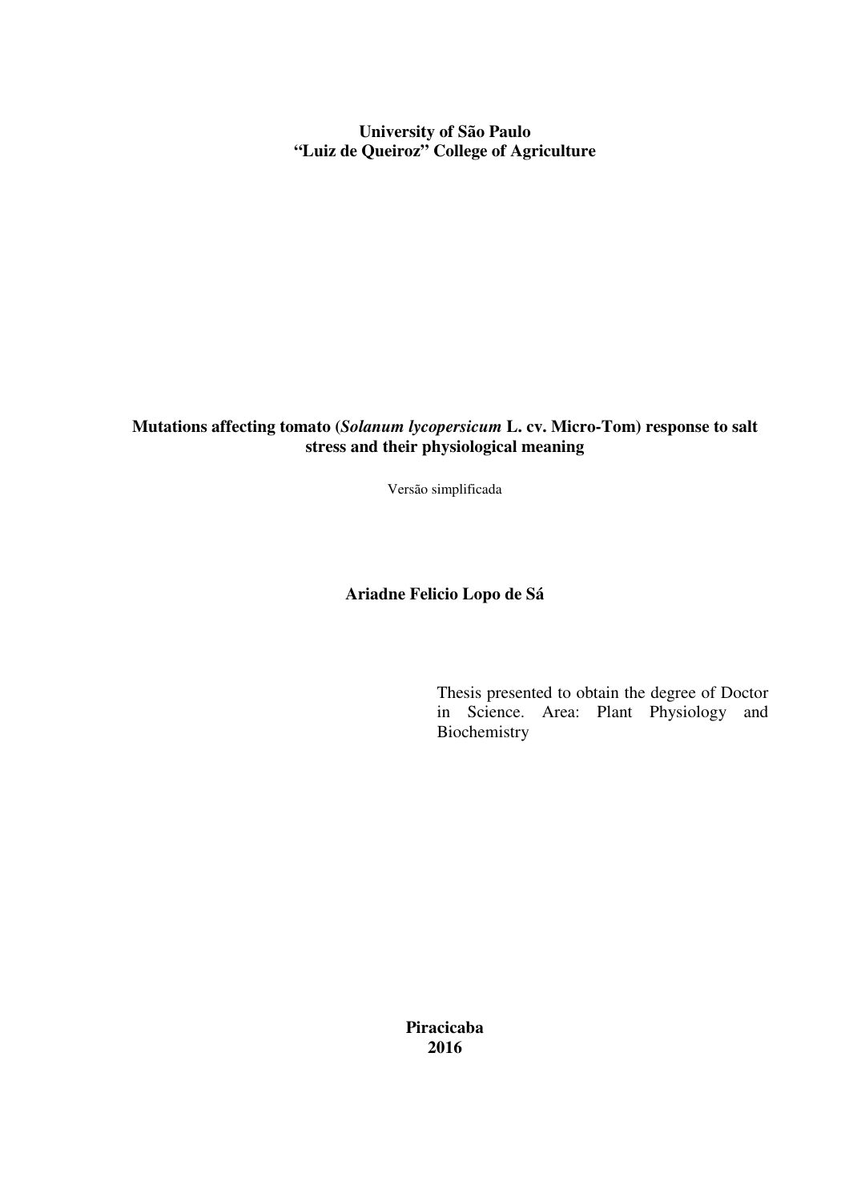**University of São Paulo**
**"Luiz de Queiroz" College of Agriculture**

# Mutations affecting tomato (*Solanum lycopersicum* L. cv. Micro-Tom) response to salt stress and their physiological meaning

Versão simplificada

**Ariadne Felicio Lopo de Sá**

Thesis presented to obtain the degree of Doctor in Science. Area: Plant Physiology and Biochemistry

**Piracicaba**
**2016**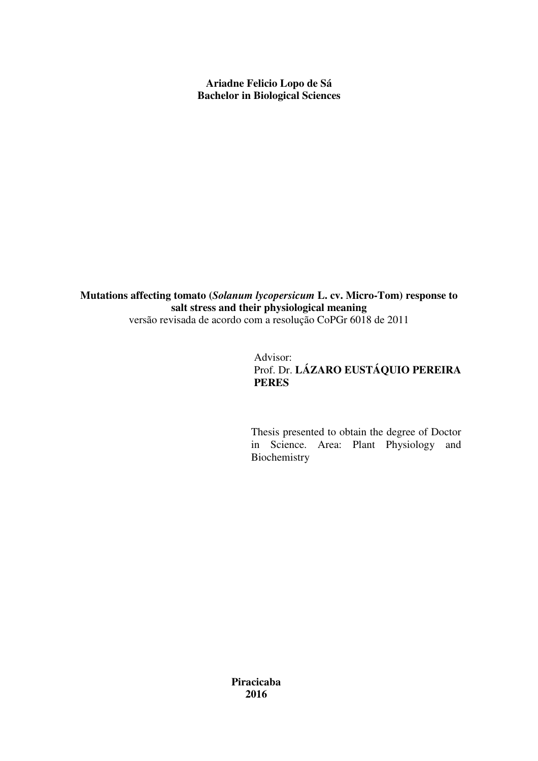**Ariadne Felicio Lopo de Sá**
**Bachelor in Biological Sciences**

**Mutations affecting tomato (*Solanum lycopersicum* L. cv. Micro-Tom) response to salt stress and their physiological meaning**

versão revisada de acordo com a resolução CoPGr 6018 de 2011

Advisor:
Prof. Dr. **LÁZARO EUSTÁQUIO PEREIRA PERES**

Thesis presented to obtain the degree of Doctor in Science. Area: Plant Physiology and Biochemistry

**Piracicaba**
**2016**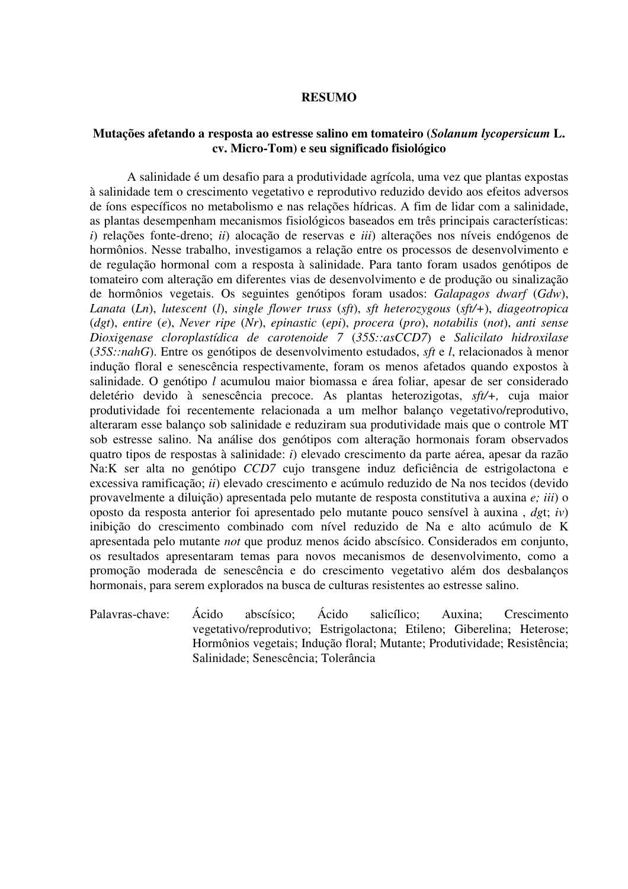# RESUMO

## Mutações afetando a resposta ao estresse salino em tomateiro (*Solanum lycopersicum* L. cv. Micro-Tom) e seu significado fisiológico

A salinidade é um desafio para a produtividade agrícola, uma vez que plantas expostas à salinidade tem o crescimento vegetativo e reprodutivo reduzido devido aos efeitos adversos de íons específicos no metabolismo e nas relações hídricas. A fim de lidar com a salinidade, as plantas desempenham mecanismos fisiológicos baseados em três principais características: *i*) relações fonte-dreno; *ii*) alocação de reservas e *iii*) alterações nos níveis endógenos de hormônios. Nesse trabalho, investigamos a relação entre os processos de desenvolvimento e de regulação hormonal com a resposta à salinidade. Para tanto foram usados genótipos de tomateiro com alteração em diferentes vias de desenvolvimento e de produção ou sinalização de hormônios vegetais. Os seguintes genótipos foram usados: *Galapagos dwarf* (*Gdw*), *Lanata* (*Ln*), *lutescent* (*l*), *single flower truss* (*sft*), *sft heterozygous* (*sft/+*), *diageotropica* (*dgt*), *entire* (*e*), *Never ripe* (*Nr*), *epinastic* (*epi*), *procera* (*pro*), *notabilis* (*not*), *anti sense Dioxigenase cloroplastídica de carotenoide 7* (*35S::asCCD7*) e *Salicilato hidroxilase* (*35S::nahG*). Entre os genótipos de desenvolvimento estudados, *sft* e *l*, relacionados à menor indução floral e senescência respectivamente, foram os menos afetados quando expostos à salinidade. O genótipo *l* acumulou maior biomassa e área foliar, apesar de ser considerado deletério devido à senescência precoce. As plantas heterozigotas, *sft/+*, cuja maior produtividade foi recentemente relacionada a um melhor balanço vegetativo/reprodutivo, alteraram esse balanço sob salinidade e reduziram sua produtividade mais que o controle MT sob estresse salino. Na análise dos genótipos com alteração hormonais foram observados quatro tipos de respostas à salinidade: *i*) elevado crescimento da parte aérea, apesar da razão Na:K ser alta no genótipo *CCD7* cujo transgene induz deficiência de estrigolactona e excessiva ramificação; *ii*) elevado crescimento e acúmulo reduzido de Na nos tecidos (devido provavelmente a diluição) apresentada pelo mutante de resposta constitutiva a auxina *e; iii*) o oposto da resposta anterior foi apresentado pelo mutante pouco sensível à auxina , *dg*t; *iv*) inibição do crescimento combinado com nível reduzido de Na e alto acúmulo de K apresentada pelo mutante *not* que produz menos ácido abscísico. Considerados em conjunto, os resultados apresentaram temas para novos mecanismos de desenvolvimento, como a promoção moderada de senescência e do crescimento vegetativo além dos desbalanços hormonais, para serem explorados na busca de culturas resistentes ao estresse salino.

Palavras-chave: Ácido abscísico; Ácido salicílico; Auxina; Crescimento vegetativo/reprodutivo; Estrigolactona; Etileno; Giberelina; Heterose; Hormônios vegetais; Indução floral; Mutante; Produtividade; Resistência; Salinidade; Senescência; Tolerância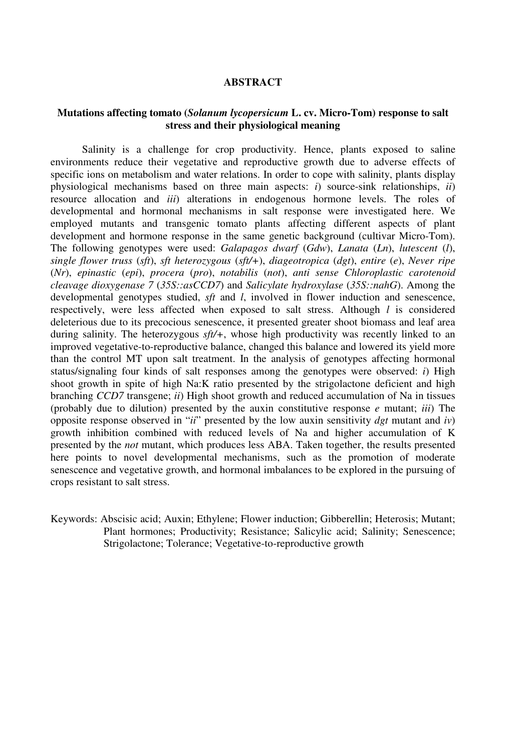# ABSTRACT

## Mutations affecting tomato (*Solanum lycopersicum* L. cv. Micro-Tom) response to salt stress and their physiological meaning

Salinity is a challenge for crop productivity. Hence, plants exposed to saline environments reduce their vegetative and reproductive growth due to adverse effects of specific ions on metabolism and water relations. In order to cope with salinity, plants display physiological mechanisms based on three main aspects: *i*) source-sink relationships, *ii*) resource allocation and *iii*) alterations in endogenous hormone levels. The roles of developmental and hormonal mechanisms in salt response were investigated here. We employed mutants and transgenic tomato plants affecting different aspects of plant development and hormone response in the same genetic background (cultivar Micro-Tom). The following genotypes were used: *Galapagos dwarf* (*Gdw*), *Lanata* (*Ln*), *lutescent* (*l*), *single flower truss* (*sft*), *sft heterozygous* (*sft/+*), *diageotropica* (*dgt*), *entire* (*e*), *Never ripe* (*Nr*), *epinastic* (*epi*), *procera* (*pro*), *notabilis* (*not*), *anti sense Chloroplastic carotenoid cleavage dioxygenase 7* (*35S::asCCD7*) and *Salicylate hydroxylase* (*35S::nahG*). Among the developmental genotypes studied, *sft* and *l*, involved in flower induction and senescence, respectively, were less affected when exposed to salt stress. Although *l* is considered deleterious due to its precocious senescence, it presented greater shoot biomass and leaf area during salinity. The heterozygous *sft/+*, whose high productivity was recently linked to an improved vegetative-to-reproductive balance, changed this balance and lowered its yield more than the control MT upon salt treatment. In the analysis of genotypes affecting hormonal status/signaling four kinds of salt responses among the genotypes were observed: *i*) High shoot growth in spite of high Na:K ratio presented by the strigolactone deficient and high branching *CCD7* transgene; *ii*) High shoot growth and reduced accumulation of Na in tissues (probably due to dilution) presented by the auxin constitutive response *e* mutant; *iii*) The opposite response observed in "*ii*" presented by the low auxin sensitivity *dgt* mutant and *iv*) growth inhibition combined with reduced levels of Na and higher accumulation of K presented by the *not* mutant, which produces less ABA. Taken together, the results presented here points to novel developmental mechanisms, such as the promotion of moderate senescence and vegetative growth, and hormonal imbalances to be explored in the pursuing of crops resistant to salt stress.

Keywords: Abscisic acid; Auxin; Ethylene; Flower induction; Gibberellin; Heterosis; Mutant; Plant hormones; Productivity; Resistance; Salicylic acid; Salinity; Senescence; Strigolactone; Tolerance; Vegetative-to-reproductive growth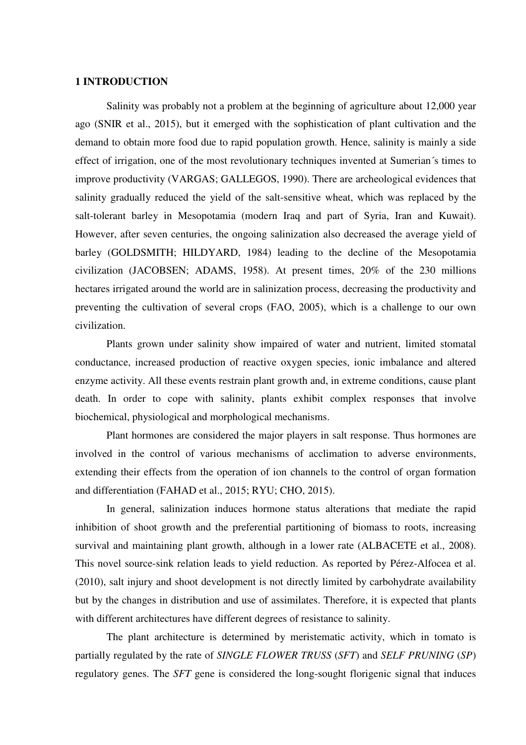## 1 INTRODUCTION

Salinity was probably not a problem at the beginning of agriculture about 12,000 year ago (SNIR et al., 2015), but it emerged with the sophistication of plant cultivation and the demand to obtain more food due to rapid population growth. Hence, salinity is mainly a side effect of irrigation, one of the most revolutionary techniques invented at Sumerian´s times to improve productivity (VARGAS; GALLEGOS, 1990). There are archeological evidences that salinity gradually reduced the yield of the salt-sensitive wheat, which was replaced by the salt-tolerant barley in Mesopotamia (modern Iraq and part of Syria, Iran and Kuwait). However, after seven centuries, the ongoing salinization also decreased the average yield of barley (GOLDSMITH; HILDYARD, 1984) leading to the decline of the Mesopotamia civilization (JACOBSEN; ADAMS, 1958). At present times, 20% of the 230 millions hectares irrigated around the world are in salinization process, decreasing the productivity and preventing the cultivation of several crops (FAO, 2005), which is a challenge to our own civilization.

Plants grown under salinity show impaired of water and nutrient, limited stomatal conductance, increased production of reactive oxygen species, ionic imbalance and altered enzyme activity. All these events restrain plant growth and, in extreme conditions, cause plant death. In order to cope with salinity, plants exhibit complex responses that involve biochemical, physiological and morphological mechanisms.

Plant hormones are considered the major players in salt response. Thus hormones are involved in the control of various mechanisms of acclimation to adverse environments, extending their effects from the operation of ion channels to the control of organ formation and differentiation (FAHAD et al., 2015; RYU; CHO, 2015).

In general, salinization induces hormone status alterations that mediate the rapid inhibition of shoot growth and the preferential partitioning of biomass to roots, increasing survival and maintaining plant growth, although in a lower rate (ALBACETE et al., 2008). This novel source-sink relation leads to yield reduction. As reported by Pérez-Alfocea et al. (2010), salt injury and shoot development is not directly limited by carbohydrate availability but by the changes in distribution and use of assimilates. Therefore, it is expected that plants with different architectures have different degrees of resistance to salinity.

The plant architecture is determined by meristematic activity, which in tomato is partially regulated by the rate of *SINGLE FLOWER TRUSS* (*SFT*) and *SELF PRUNING* (*SP*) regulatory genes. The *SFT* gene is considered the long-sought florigenic signal that induces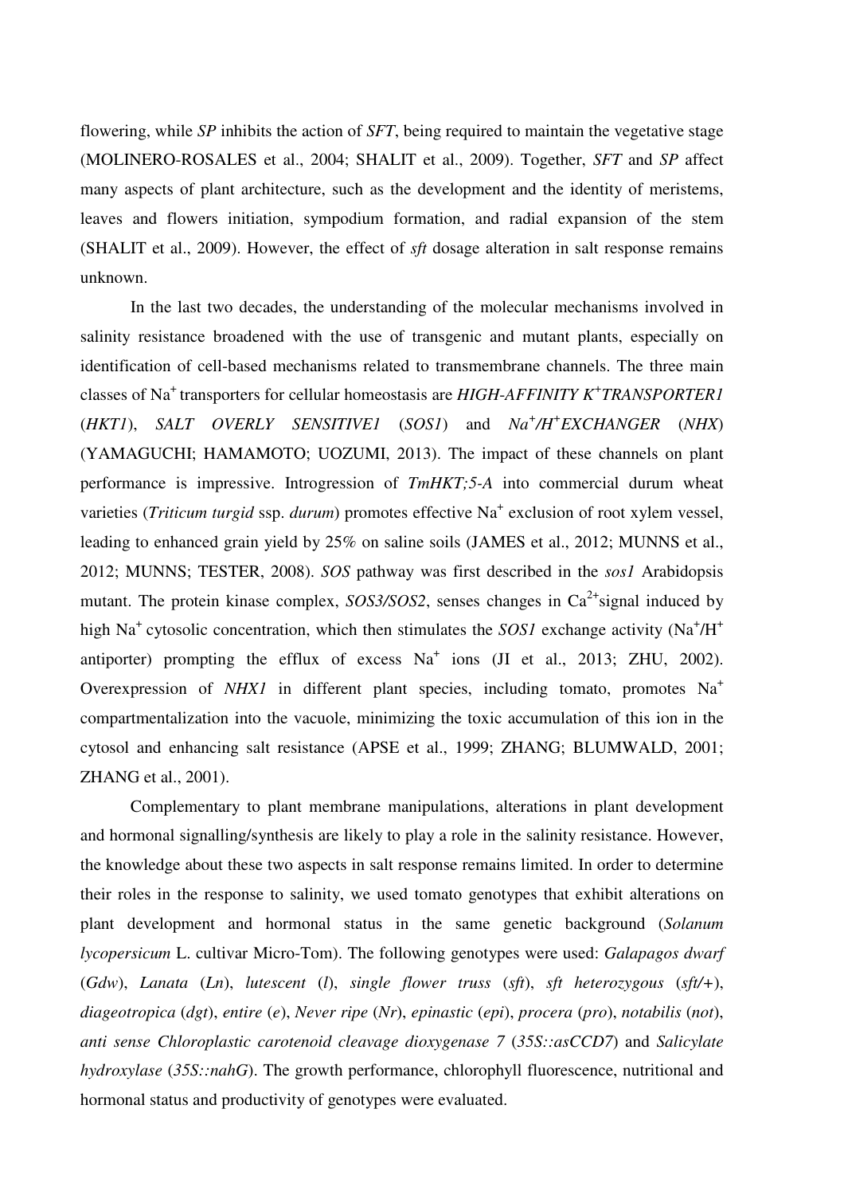flowering, while *SP* inhibits the action of *SFT*, being required to maintain the vegetative stage (MOLINERO-ROSALES et al., 2004; SHALIT et al., 2009). Together, *SFT* and *SP* affect many aspects of plant architecture, such as the development and the identity of meristems, leaves and flowers initiation, sympodium formation, and radial expansion of the stem (SHALIT et al., 2009). However, the effect of *sft* dosage alteration in salt response remains unknown.

In the last two decades, the understanding of the molecular mechanisms involved in salinity resistance broadened with the use of transgenic and mutant plants, especially on identification of cell-based mechanisms related to transmembrane channels. The three main classes of $Na^+$ transporters for cellular homeostasis are *HIGH-AFFINITY $K^+$TRANSPORTER1* (*HKT1*), *SALT OVERLY SENSITIVE1* (*SOS1*) and *$Na^+$/$H^+$EXCHANGER* (*NHX*) (YAMAGUCHI; HAMAMOTO; UOZUMI, 2013). The impact of these channels on plant performance is impressive. Introgression of *TmHKT;5-A* into commercial durum wheat varieties (*Triticum turgid* ssp. *durum*) promotes effective $Na^+$ exclusion of root xylem vessel, leading to enhanced grain yield by 25% on saline soils (JAMES et al., 2012; MUNNS et al., 2012; MUNNS; TESTER, 2008). *SOS* pathway was first described in the *sos1* Arabidopsis mutant. The protein kinase complex, *SOS3/SOS2*, senses changes in $Ca^{2+}$signal induced by high $Na^+$ cytosolic concentration, which then stimulates the *SOS1* exchange activity ($Na^+$/$H^+$ antiporter) prompting the efflux of excess $Na^+$ ions (JI et al., 2013; ZHU, 2002). Overexpression of *NHX1* in different plant species, including tomato, promotes $Na^+$ compartmentalization into the vacuole, minimizing the toxic accumulation of this ion in the cytosol and enhancing salt resistance (APSE et al., 1999; ZHANG; BLUMWALD, 2001; ZHANG et al., 2001).

Complementary to plant membrane manipulations, alterations in plant development and hormonal signalling/synthesis are likely to play a role in the salinity resistance. However, the knowledge about these two aspects in salt response remains limited. In order to determine their roles in the response to salinity, we used tomato genotypes that exhibit alterations on plant development and hormonal status in the same genetic background (*Solanum lycopersicum* L. cultivar Micro-Tom). The following genotypes were used: *Galapagos dwarf* (*Gdw*), *Lanata* (*Ln*), *lutescent* (*l*), *single flower truss* (*sft*), *sft heterozygous* (*sft/+*), *diageotropica* (*dgt*), *entire* (*e*), *Never ripe* (*Nr*), *epinastic* (*epi*), *procera* (*pro*), *notabilis* (*not*), *anti sense Chloroplastic carotenoid cleavage dioxygenase 7* (*35S::asCCD7*) and *Salicylate hydroxylase* (*35S::nahG*). The growth performance, chlorophyll fluorescence, nutritional and hormonal status and productivity of genotypes were evaluated.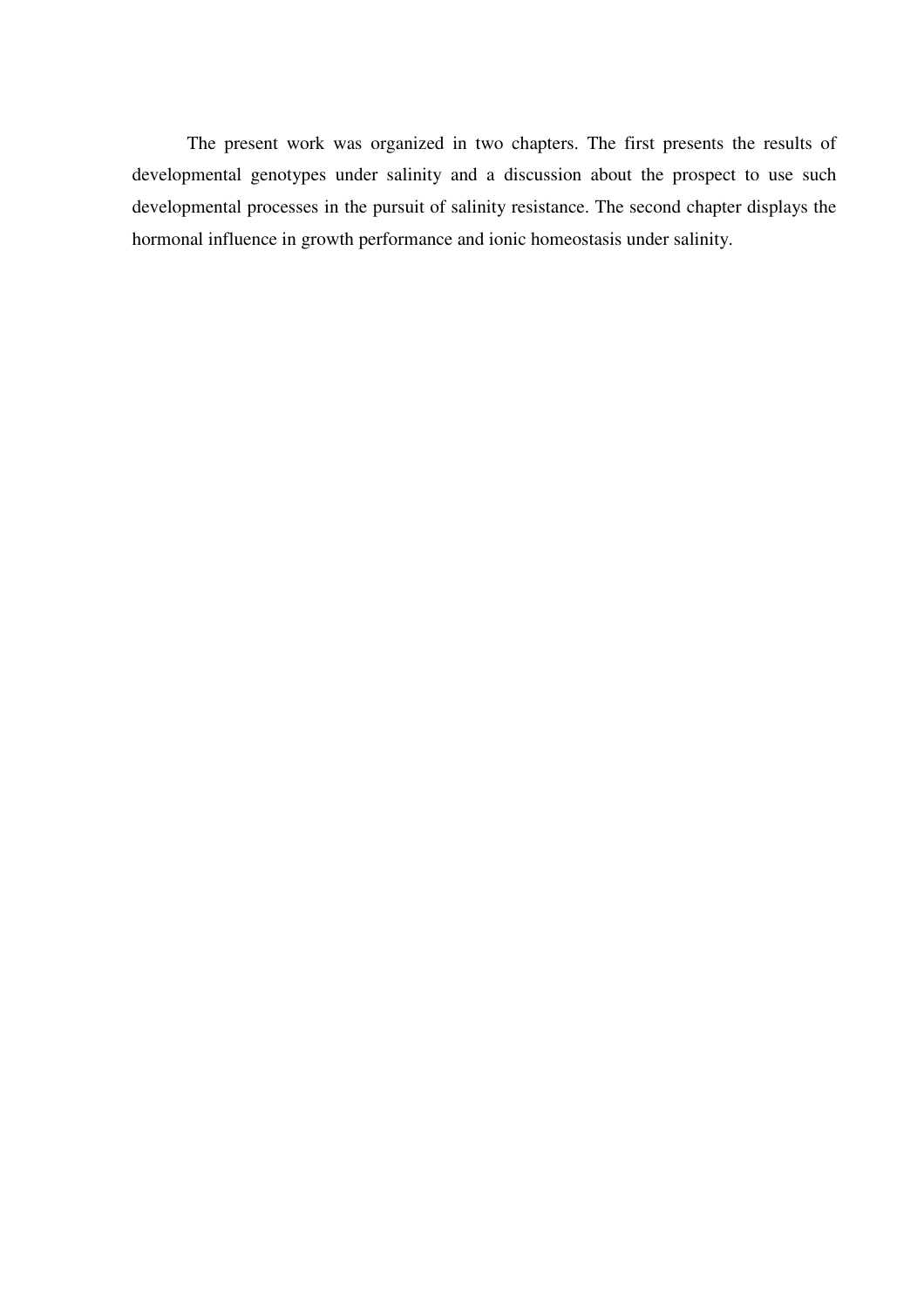The present work was organized in two chapters. The first presents the results of developmental genotypes under salinity and a discussion about the prospect to use such developmental processes in the pursuit of salinity resistance. The second chapter displays the hormonal influence in growth performance and ionic homeostasis under salinity.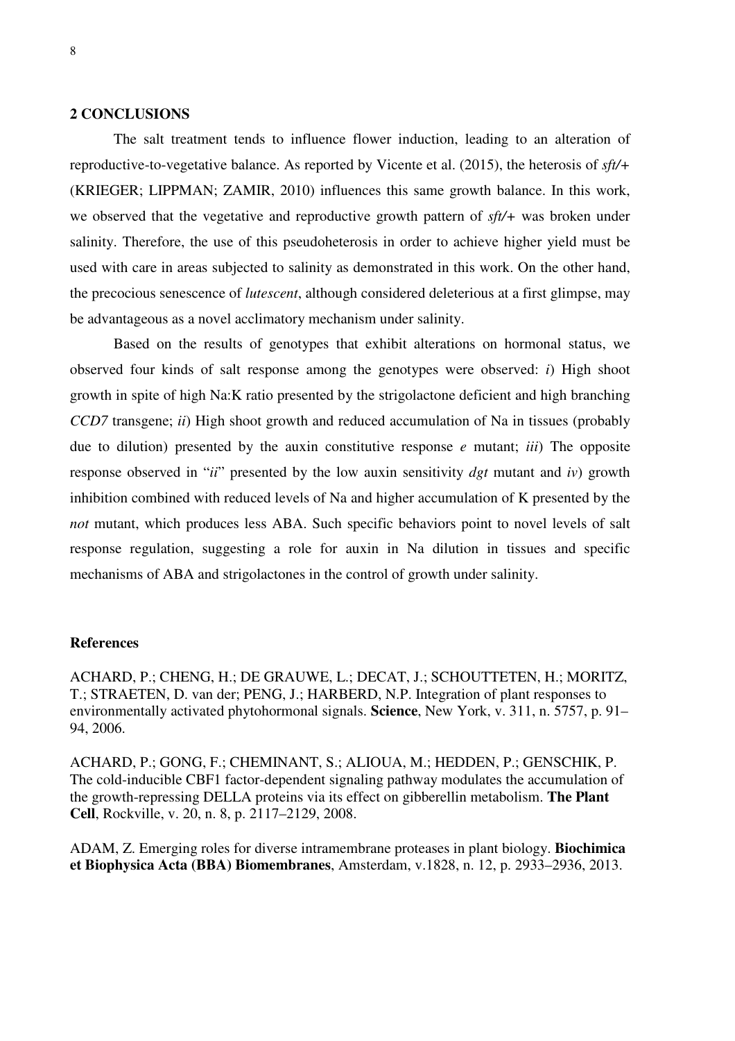## 2 CONCLUSIONS

The salt treatment tends to influence flower induction, leading to an alteration of reproductive-to-vegetative balance. As reported by Vicente et al. (2015), the heterosis of *sft/+* (KRIEGER; LIPPMAN; ZAMIR, 2010) influences this same growth balance. In this work, we observed that the vegetative and reproductive growth pattern of *sft/+* was broken under salinity. Therefore, the use of this pseudoheterosis in order to achieve higher yield must be used with care in areas subjected to salinity as demonstrated in this work. On the other hand, the precocious senescence of *lutescent*, although considered deleterious at a first glimpse, may be advantageous as a novel acclimatory mechanism under salinity.

Based on the results of genotypes that exhibit alterations on hormonal status, we observed four kinds of salt response among the genotypes were observed: *i*) High shoot growth in spite of high Na:K ratio presented by the strigolactone deficient and high branching *CCD7* transgene; *ii*) High shoot growth and reduced accumulation of Na in tissues (probably due to dilution) presented by the auxin constitutive response *e* mutant; *iii*) The opposite response observed in "*ii*" presented by the low auxin sensitivity *dgt* mutant and *iv*) growth inhibition combined with reduced levels of Na and higher accumulation of K presented by the *not* mutant, which produces less ABA. Such specific behaviors point to novel levels of salt response regulation, suggesting a role for auxin in Na dilution in tissues and specific mechanisms of ABA and strigolactones in the control of growth under salinity.

### References

ACHARD, P.; CHENG, H.; DE GRAUWE, L.; DECAT, J.; SCHOUTTETEN, H.; MORITZ, T.; STRAETEN, D. van der; PENG, J.; HARBERD, N.P. Integration of plant responses to environmentally activated phytohormonal signals. **Science**, New York, v. 311, n. 5757, p. 91–94, 2006.

ACHARD, P.; GONG, F.; CHEMINANT, S.; ALIOUA, M.; HEDDEN, P.; GENSCHIK, P. The cold-inducible CBF1 factor-dependent signaling pathway modulates the accumulation of the growth-repressing DELLA proteins via its effect on gibberellin metabolism. **The Plant Cell**, Rockville, v. 20, n. 8, p. 2117–2129, 2008.

ADAM, Z. Emerging roles for diverse intramembrane proteases in plant biology. **Biochimica et Biophysica Acta (BBA) Biomembranes**, Amsterdam, v.1828, n. 12, p. 2933–2936, 2013.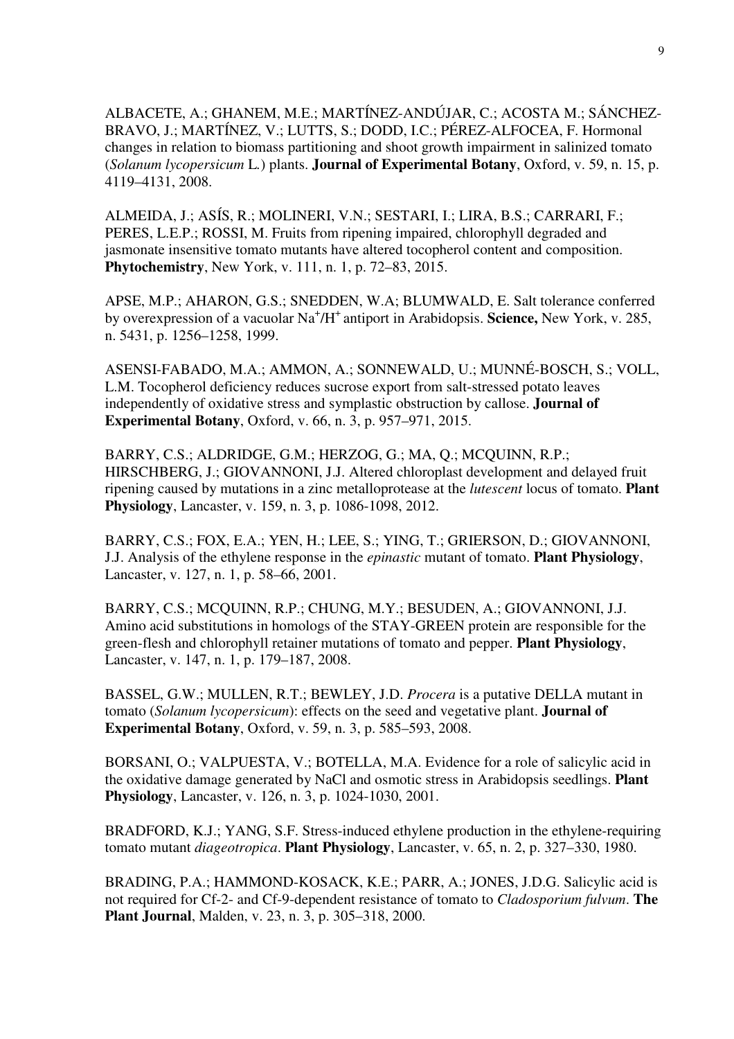ALBACETE, A.; GHANEM, M.E.; MARTÍNEZ-ANDÚJAR, C.; ACOSTA M.; SÁNCHEZ-BRAVO, J.; MARTÍNEZ, V.; LUTTS, S.; DODD, I.C.; PÉREZ-ALFOCEA, F. Hormonal changes in relation to biomass partitioning and shoot growth impairment in salinized tomato (*Solanum lycopersicum* L.) plants. **Journal of Experimental Botany**, Oxford, v. 59, n. 15, p. 4119–4131, 2008.

ALMEIDA, J.; ASÍS, R.; MOLINERI, V.N.; SESTARI, I.; LIRA, B.S.; CARRARI, F.; PERES, L.E.P.; ROSSI, M. Fruits from ripening impaired, chlorophyll degraded and jasmonate insensitive tomato mutants have altered tocopherol content and composition. **Phytochemistry**, New York, v. 111, n. 1, p. 72–83, 2015.

APSE, M.P.; AHARON, G.S.; SNEDDEN, W.A; BLUMWALD, E. Salt tolerance conferred by overexpression of a vacuolar $Na^+/H^+$ antiport in Arabidopsis. **Science,** New York, v. 285, n. 5431, p. 1256–1258, 1999.

ASENSI-FABADO, M.A.; AMMON, A.; SONNEWALD, U.; MUNNÉ-BOSCH, S.; VOLL, L.M. Tocopherol deficiency reduces sucrose export from salt-stressed potato leaves independently of oxidative stress and symplastic obstruction by callose. **Journal of Experimental Botany**, Oxford, v. 66, n. 3, p. 957–971, 2015.

BARRY, C.S.; ALDRIDGE, G.M.; HERZOG, G.; MA, Q.; MCQUINN, R.P.; HIRSCHBERG, J.; GIOVANNONI, J.J. Altered chloroplast development and delayed fruit ripening caused by mutations in a zinc metalloprotease at the *lutescent* locus of tomato. **Plant Physiology**, Lancaster, v. 159, n. 3, p. 1086-1098, 2012.

BARRY, C.S.; FOX, E.A.; YEN, H.; LEE, S.; YING, T.; GRIERSON, D.; GIOVANNONI, J.J. Analysis of the ethylene response in the *epinastic* mutant of tomato. **Plant Physiology**, Lancaster, v. 127, n. 1, p. 58–66, 2001.

BARRY, C.S.; MCQUINN, R.P.; CHUNG, M.Y.; BESUDEN, A.; GIOVANNONI, J.J. Amino acid substitutions in homologs of the STAY-GREEN protein are responsible for the green-flesh and chlorophyll retainer mutations of tomato and pepper. **Plant Physiology**, Lancaster, v. 147, n. 1, p. 179–187, 2008.

BASSEL, G.W.; MULLEN, R.T.; BEWLEY, J.D. *Procera* is a putative DELLA mutant in tomato (*Solanum lycopersicum*): effects on the seed and vegetative plant. **Journal of Experimental Botany**, Oxford, v. 59, n. 3, p. 585–593, 2008.

BORSANI, O.; VALPUESTA, V.; BOTELLA, M.A. Evidence for a role of salicylic acid in the oxidative damage generated by NaCl and osmotic stress in Arabidopsis seedlings. **Plant Physiology**, Lancaster, v. 126, n. 3, p. 1024-1030, 2001.

BRADFORD, K.J.; YANG, S.F. Stress-induced ethylene production in the ethylene-requiring tomato mutant *diageotropica*. **Plant Physiology**, Lancaster, v. 65, n. 2, p. 327–330, 1980.

BRADING, P.A.; HAMMOND-KOSACK, K.E.; PARR, A.; JONES, J.D.G. Salicylic acid is not required for Cf-2- and Cf-9-dependent resistance of tomato to *Cladosporium fulvum*. **The Plant Journal**, Malden, v. 23, n. 3, p. 305–318, 2000.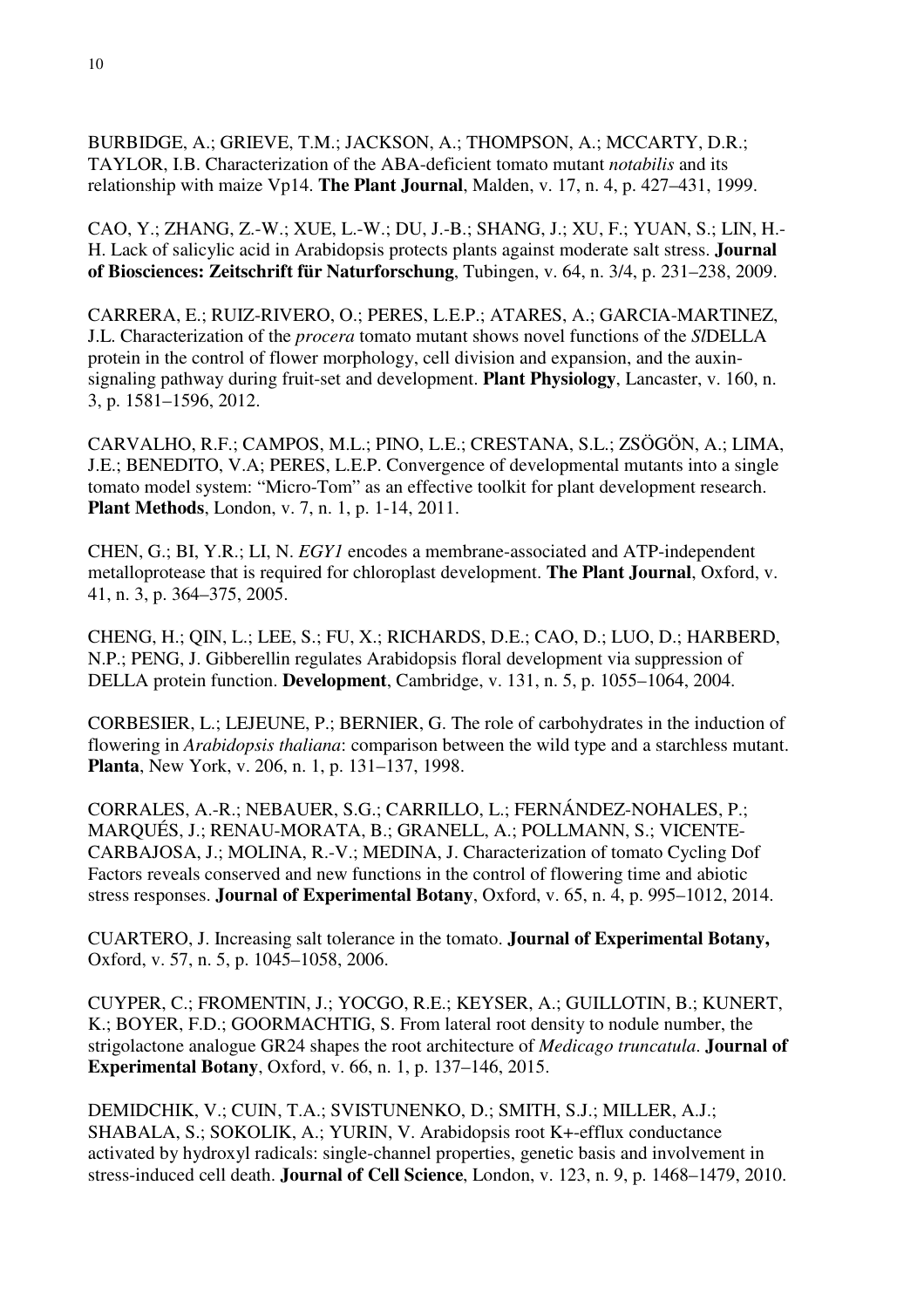BURBIDGE, A.; GRIEVE, T.M.; JACKSON, A.; THOMPSON, A.; MCCARTY, D.R.; TAYLOR, I.B. Characterization of the ABA-deficient tomato mutant *notabilis* and its relationship with maize Vp14. **The Plant Journal**, Malden, v. 17, n. 4, p. 427–431, 1999.

CAO, Y.; ZHANG, Z.-W.; XUE, L.-W.; DU, J.-B.; SHANG, J.; XU, F.; YUAN, S.; LIN, H.-H. Lack of salicylic acid in Arabidopsis protects plants against moderate salt stress. **Journal of Biosciences: Zeitschrift für Naturforschung**, Tubingen, v. 64, n. 3/4, p. 231–238, 2009.

CARRERA, E.; RUIZ-RIVERO, O.; PERES, L.E.P.; ATARES, A.; GARCIA-MARTINEZ, J.L. Characterization of the *procera* tomato mutant shows novel functions of the *Sl*DELLA protein in the control of flower morphology, cell division and expansion, and the auxin-signaling pathway during fruit-set and development. **Plant Physiology**, Lancaster, v. 160, n. 3, p. 1581–1596, 2012.

CARVALHO, R.F.; CAMPOS, M.L.; PINO, L.E.; CRESTANA, S.L.; ZSÖGÖN, A.; LIMA, J.E.; BENEDITO, V.A; PERES, L.E.P. Convergence of developmental mutants into a single tomato model system: "Micro-Tom" as an effective toolkit for plant development research. **Plant Methods**, London, v. 7, n. 1, p. 1-14, 2011.

CHEN, G.; BI, Y.R.; LI, N. *EGY1* encodes a membrane-associated and ATP-independent metalloprotease that is required for chloroplast development. **The Plant Journal**, Oxford, v. 41, n. 3, p. 364–375, 2005.

CHENG, H.; QIN, L.; LEE, S.; FU, X.; RICHARDS, D.E.; CAO, D.; LUO, D.; HARBERD, N.P.; PENG, J. Gibberellin regulates Arabidopsis floral development via suppression of DELLA protein function. **Development**, Cambridge, v. 131, n. 5, p. 1055–1064, 2004.

CORBESIER, L.; LEJEUNE, P.; BERNIER, G. The role of carbohydrates in the induction of flowering in *Arabidopsis thaliana*: comparison between the wild type and a starchless mutant. **Planta**, New York, v. 206, n. 1, p. 131–137, 1998.

CORRALES, A.-R.; NEBAUER, S.G.; CARRILLO, L.; FERNÁNDEZ-NOHALES, P.; MARQUÉS, J.; RENAU-MORATA, B.; GRANELL, A.; POLLMANN, S.; VICENTE-CARBAJOSA, J.; MOLINA, R.-V.; MEDINA, J. Characterization of tomato Cycling Dof Factors reveals conserved and new functions in the control of flowering time and abiotic stress responses. **Journal of Experimental Botany**, Oxford, v. 65, n. 4, p. 995–1012, 2014.

CUARTERO, J. Increasing salt tolerance in the tomato. **Journal of Experimental Botany,** Oxford, v. 57, n. 5, p. 1045–1058, 2006.

CUYPER, C.; FROMENTIN, J.; YOCGO, R.E.; KEYSER, A.; GUILLOTIN, B.; KUNERT, K.; BOYER, F.D.; GOORMACHTIG, S. From lateral root density to nodule number, the strigolactone analogue GR24 shapes the root architecture of *Medicago truncatula*. **Journal of Experimental Botany**, Oxford, v. 66, n. 1, p. 137–146, 2015.

DEMIDCHIK, V.; CUIN, T.A.; SVISTUNENKO, D.; SMITH, S.J.; MILLER, A.J.; SHABALA, S.; SOKOLIK, A.; YURIN, V. Arabidopsis root K+-efflux conductance activated by hydroxyl radicals: single-channel properties, genetic basis and involvement in stress-induced cell death. **Journal of Cell Science**, London, v. 123, n. 9, p. 1468–1479, 2010.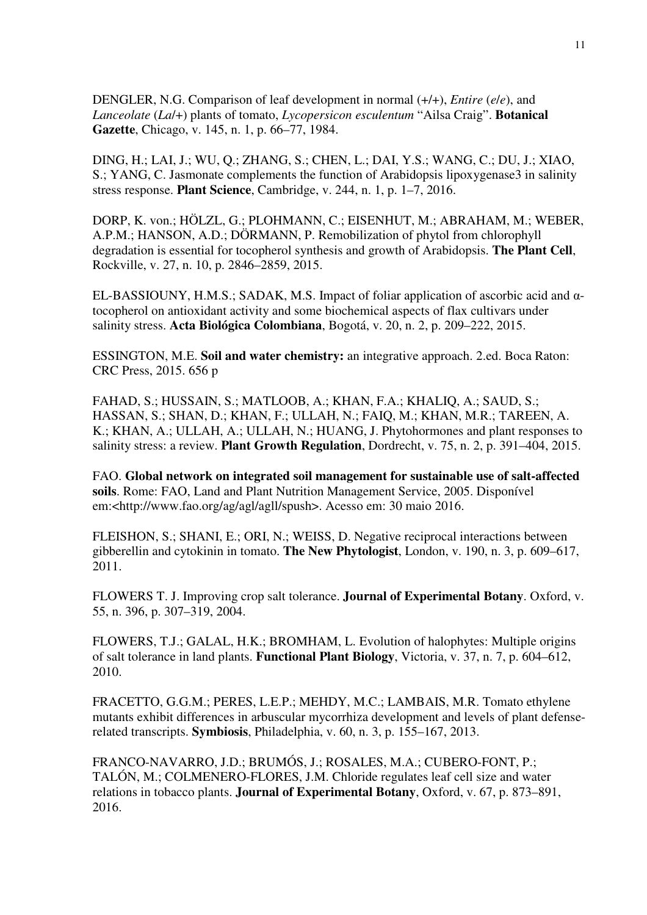DENGLER, N.G. Comparison of leaf development in normal (+/+), *Entire* (*e*/*e*), and *Lanceolate* (*La*/+) plants of tomato, *Lycopersicon esculentum* "Ailsa Craig". **Botanical Gazette**, Chicago, v. 145, n. 1, p. 66–77, 1984.

DING, H.; LAI, J.; WU, Q.; ZHANG, S.; CHEN, L.; DAI, Y.S.; WANG, C.; DU, J.; XIAO, S.; YANG, C. Jasmonate complements the function of Arabidopsis lipoxygenase3 in salinity stress response. **Plant Science**, Cambridge, v. 244, n. 1, p. 1–7, 2016.

DORP, K. von.; HÖLZL, G.; PLOHMANN, C.; EISENHUT, M.; ABRAHAM, M.; WEBER, A.P.M.; HANSON, A.D.; DÖRMANN, P. Remobilization of phytol from chlorophyll degradation is essential for tocopherol synthesis and growth of Arabidopsis. **The Plant Cell**, Rockville, v. 27, n. 10, p. 2846–2859, 2015.

EL-BASSIOUNY, H.M.S.; SADAK, M.S. Impact of foliar application of ascorbic acid and α-tocopherol on antioxidant activity and some biochemical aspects of flax cultivars under salinity stress. **Acta Biológica Colombiana**, Bogotá, v. 20, n. 2, p. 209–222, 2015.

ESSINGTON, M.E. **Soil and water chemistry:** an integrative approach. 2.ed. Boca Raton: CRC Press, 2015. 656 p

FAHAD, S.; HUSSAIN, S.; MATLOOB, A.; KHAN, F.A.; KHALIQ, A.; SAUD, S.; HASSAN, S.; SHAN, D.; KHAN, F.; ULLAH, N.; FAIQ, M.; KHAN, M.R.; TAREEN, A. K.; KHAN, A.; ULLAH, A.; ULLAH, N.; HUANG, J. Phytohormones and plant responses to salinity stress: a review. **Plant Growth Regulation**, Dordrecht, v. 75, n. 2, p. 391–404, 2015.

FAO. **Global network on integrated soil management for sustainable use of salt-affected soils**. Rome: FAO, Land and Plant Nutrition Management Service, 2005. Disponível em:<http://www.fao.org/ag/agl/agll/spush>. Acesso em: 30 maio 2016.

FLEISHON, S.; SHANI, E.; ORI, N.; WEISS, D. Negative reciprocal interactions between gibberellin and cytokinin in tomato. **The New Phytologist**, London, v. 190, n. 3, p. 609–617, 2011.

FLOWERS T. J. Improving crop salt tolerance. **Journal of Experimental Botany**. Oxford, v. 55, n. 396, p. 307–319, 2004.

FLOWERS, T.J.; GALAL, H.K.; BROMHAM, L. Evolution of halophytes: Multiple origins of salt tolerance in land plants. **Functional Plant Biology**, Victoria, v. 37, n. 7, p. 604–612, 2010.

FRACETTO, G.G.M.; PERES, L.E.P.; MEHDY, M.C.; LAMBAIS, M.R. Tomato ethylene mutants exhibit differences in arbuscular mycorrhiza development and levels of plant defense-related transcripts. **Symbiosis**, Philadelphia, v. 60, n. 3, p. 155–167, 2013.

FRANCO-NAVARRO, J.D.; BRUMÓS, J.; ROSALES, M.A.; CUBERO-FONT, P.; TALÓN, M.; COLMENERO-FLORES, J.M. Chloride regulates leaf cell size and water relations in tobacco plants. **Journal of Experimental Botany**, Oxford, v. 67, p. 873–891, 2016.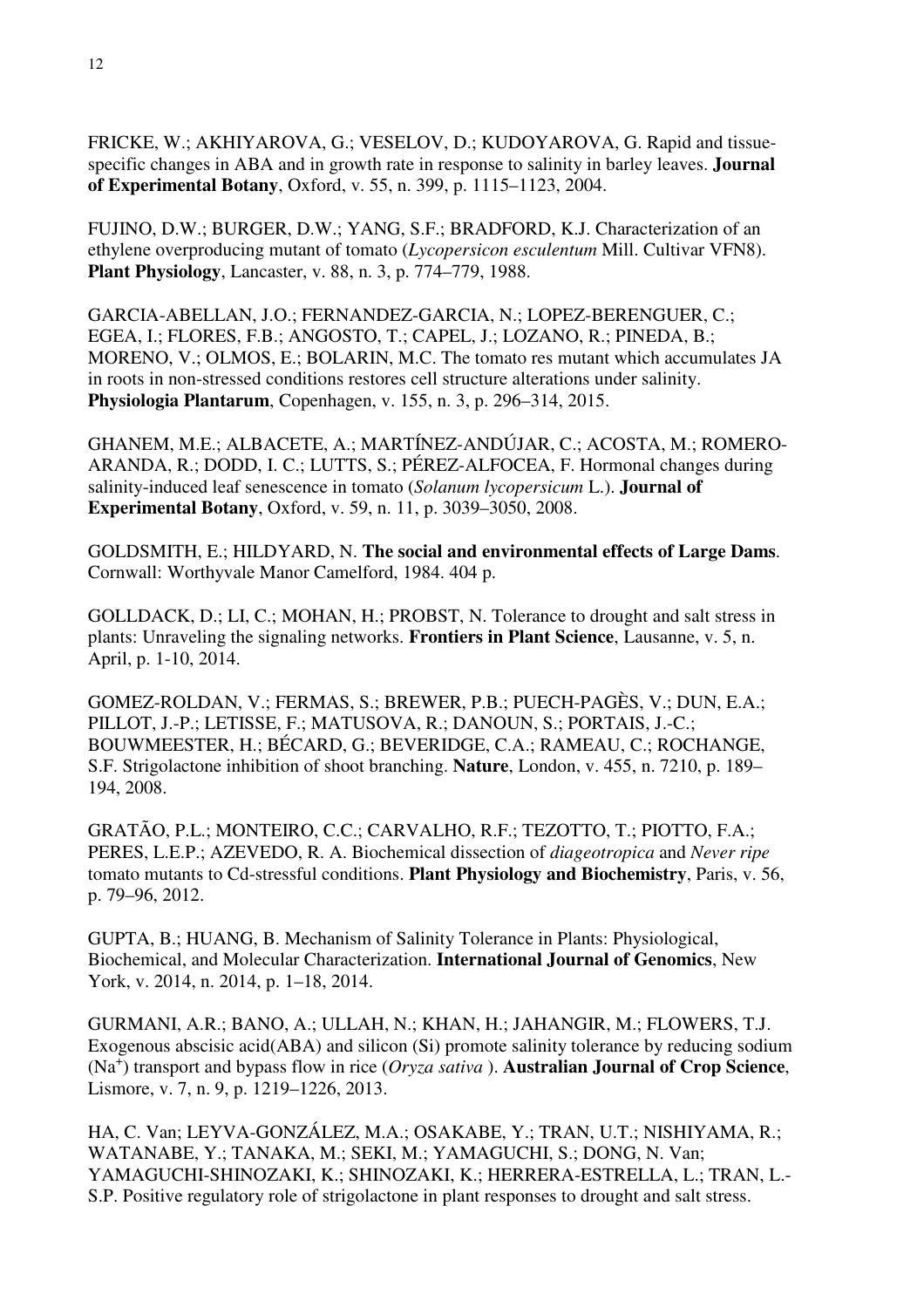FRICKE, W.; AKHIYAROVA, G.; VESELOV, D.; KUDOYAROVA, G. Rapid and tissue-specific changes in ABA and in growth rate in response to salinity in barley leaves. **Journal of Experimental Botany**, Oxford, v. 55, n. 399, p. 1115–1123, 2004.

FUJINO, D.W.; BURGER, D.W.; YANG, S.F.; BRADFORD, K.J. Characterization of an ethylene overproducing mutant of tomato (*Lycopersicon esculentum* Mill. Cultivar VFN8). **Plant Physiology**, Lancaster, v. 88, n. 3, p. 774–779, 1988.

GARCIA-ABELLAN, J.O.; FERNANDEZ-GARCIA, N.; LOPEZ-BERENGUER, C.; EGEA, I.; FLORES, F.B.; ANGOSTO, T.; CAPEL, J.; LOZANO, R.; PINEDA, B.; MORENO, V.; OLMOS, E.; BOLARIN, M.C. The tomato res mutant which accumulates JA in roots in non-stressed conditions restores cell structure alterations under salinity. **Physiologia Plantarum**, Copenhagen, v. 155, n. 3, p. 296–314, 2015.

GHANEM, M.E.; ALBACETE, A.; MARTÍNEZ-ANDÚJAR, C.; ACOSTA, M.; ROMERO-ARANDA, R.; DODD, I. C.; LUTTS, S.; PÉREZ-ALFOCEA, F. Hormonal changes during salinity-induced leaf senescence in tomato (*Solanum lycopersicum* L.). **Journal of Experimental Botany**, Oxford, v. 59, n. 11, p. 3039–3050, 2008.

GOLDSMITH, E.; HILDYARD, N. **The social and environmental effects of Large Dams**. Cornwall: Worthyvale Manor Camelford, 1984. 404 p.

GOLLDACK, D.; LI, C.; MOHAN, H.; PROBST, N. Tolerance to drought and salt stress in plants: Unraveling the signaling networks. **Frontiers in Plant Science**, Lausanne, v. 5, n. April, p. 1-10, 2014.

GOMEZ-ROLDAN, V.; FERMAS, S.; BREWER, P.B.; PUECH-PAGÈS, V.; DUN, E.A.; PILLOT, J.-P.; LETISSE, F.; MATUSOVA, R.; DANOUN, S.; PORTAIS, J.-C.; BOUWMEESTER, H.; BÉCARD, G.; BEVERIDGE, C.A.; RAMEAU, C.; ROCHANGE, S.F. Strigolactone inhibition of shoot branching. **Nature**, London, v. 455, n. 7210, p. 189–194, 2008.

GRATÃO, P.L.; MONTEIRO, C.C.; CARVALHO, R.F.; TEZOTTO, T.; PIOTTO, F.A.; PERES, L.E.P.; AZEVEDO, R. A. Biochemical dissection of *diageotropica* and *Never ripe* tomato mutants to Cd-stressful conditions. **Plant Physiology and Biochemistry**, Paris, v. 56, p. 79–96, 2012.

GUPTA, B.; HUANG, B. Mechanism of Salinity Tolerance in Plants: Physiological, Biochemical, and Molecular Characterization. **International Journal of Genomics**, New York, v. 2014, n. 2014, p. 1–18, 2014.

GURMANI, A.R.; BANO, A.; ULLAH, N.; KHAN, H.; JAHANGIR, M.; FLOWERS, T.J. Exogenous abscisic acid(ABA) and silicon (Si) promote salinity tolerance by reducing sodium ($Na^+$) transport and bypass flow in rice (*Oryza sativa* ). **Australian Journal of Crop Science**, Lismore, v. 7, n. 9, p. 1219–1226, 2013.

HA, C. Van; LEYVA-GONZÁLEZ, M.A.; OSAKABE, Y.; TRAN, U.T.; NISHIYAMA, R.; WATANABE, Y.; TANAKA, M.; SEKI, M.; YAMAGUCHI, S.; DONG, N. Van; YAMAGUCHI-SHINOZAKI, K.; SHINOZAKI, K.; HERRERA-ESTRELLA, L.; TRAN, L.-S.P. Positive regulatory role of strigolactone in plant responses to drought and salt stress.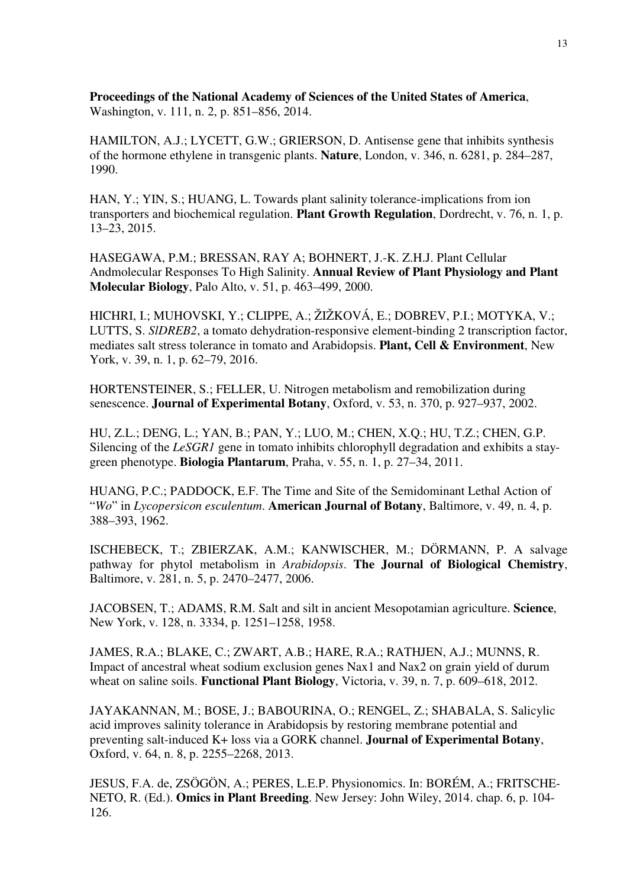**Proceedings of the National Academy of Sciences of the United States of America**, Washington, v. 111, n. 2, p. 851–856, 2014.

HAMILTON, A.J.; LYCETT, G.W.; GRIERSON, D. Antisense gene that inhibits synthesis of the hormone ethylene in transgenic plants. **Nature**, London, v. 346, n. 6281, p. 284–287, 1990.

HAN, Y.; YIN, S.; HUANG, L. Towards plant salinity tolerance-implications from ion transporters and biochemical regulation. **Plant Growth Regulation**, Dordrecht, v. 76, n. 1, p. 13–23, 2015.

HASEGAWA, P.M.; BRESSAN, RAY A; BOHNERT, J.-K. Z.H.J. Plant Cellular Andmolecular Responses To High Salinity. **Annual Review of Plant Physiology and Plant Molecular Biology**, Palo Alto, v. 51, p. 463–499, 2000.

HICHRI, I.; MUHOVSKI, Y.; CLIPPE, A.; ŽIŽKOVÁ, E.; DOBREV, P.I.; MOTYKA, V.; LUTTS, S. *SlDREB2*, a tomato dehydration-responsive element-binding 2 transcription factor, mediates salt stress tolerance in tomato and Arabidopsis. **Plant, Cell & Environment**, New York, v. 39, n. 1, p. 62–79, 2016.

HORTENSTEINER, S.; FELLER, U. Nitrogen metabolism and remobilization during senescence. **Journal of Experimental Botany**, Oxford, v. 53, n. 370, p. 927–937, 2002.

HU, Z.L.; DENG, L.; YAN, B.; PAN, Y.; LUO, M.; CHEN, X.Q.; HU, T.Z.; CHEN, G.P. Silencing of the *LeSGR1* gene in tomato inhibits chlorophyll degradation and exhibits a stay-green phenotype. **Biologia Plantarum**, Praha, v. 55, n. 1, p. 27–34, 2011.

HUANG, P.C.; PADDOCK, E.F. The Time and Site of the Semidominant Lethal Action of "*Wo*" in *Lycopersicon esculentum*. **American Journal of Botany**, Baltimore, v. 49, n. 4, p. 388–393, 1962.

ISCHEBECK, T.; ZBIERZAK, A.M.; KANWISCHER, M.; DÖRMANN, P. A salvage pathway for phytol metabolism in *Arabidopsis*. **The Journal of Biological Chemistry**, Baltimore, v. 281, n. 5, p. 2470–2477, 2006.

JACOBSEN, T.; ADAMS, R.M. Salt and silt in ancient Mesopotamian agriculture. **Science**, New York, v. 128, n. 3334, p. 1251–1258, 1958.

JAMES, R.A.; BLAKE, C.; ZWART, A.B.; HARE, R.A.; RATHJEN, A.J.; MUNNS, R. Impact of ancestral wheat sodium exclusion genes Nax1 and Nax2 on grain yield of durum wheat on saline soils. **Functional Plant Biology**, Victoria, v. 39, n. 7, p. 609–618, 2012.

JAYAKANNAN, M.; BOSE, J.; BABOURINA, O.; RENGEL, Z.; SHABALA, S. Salicylic acid improves salinity tolerance in Arabidopsis by restoring membrane potential and preventing salt-induced $K^+$ loss via a GORK channel. **Journal of Experimental Botany**, Oxford, v. 64, n. 8, p. 2255–2268, 2013.

JESUS, F.A. de, ZSÖGÖN, A.; PERES, L.E.P. Physionomics. In: BORÉM, A.; FRITSCHE-NETO, R. (Ed.). **Omics in Plant Breeding**. New Jersey: John Wiley, 2014. chap. 6, p. 104-126.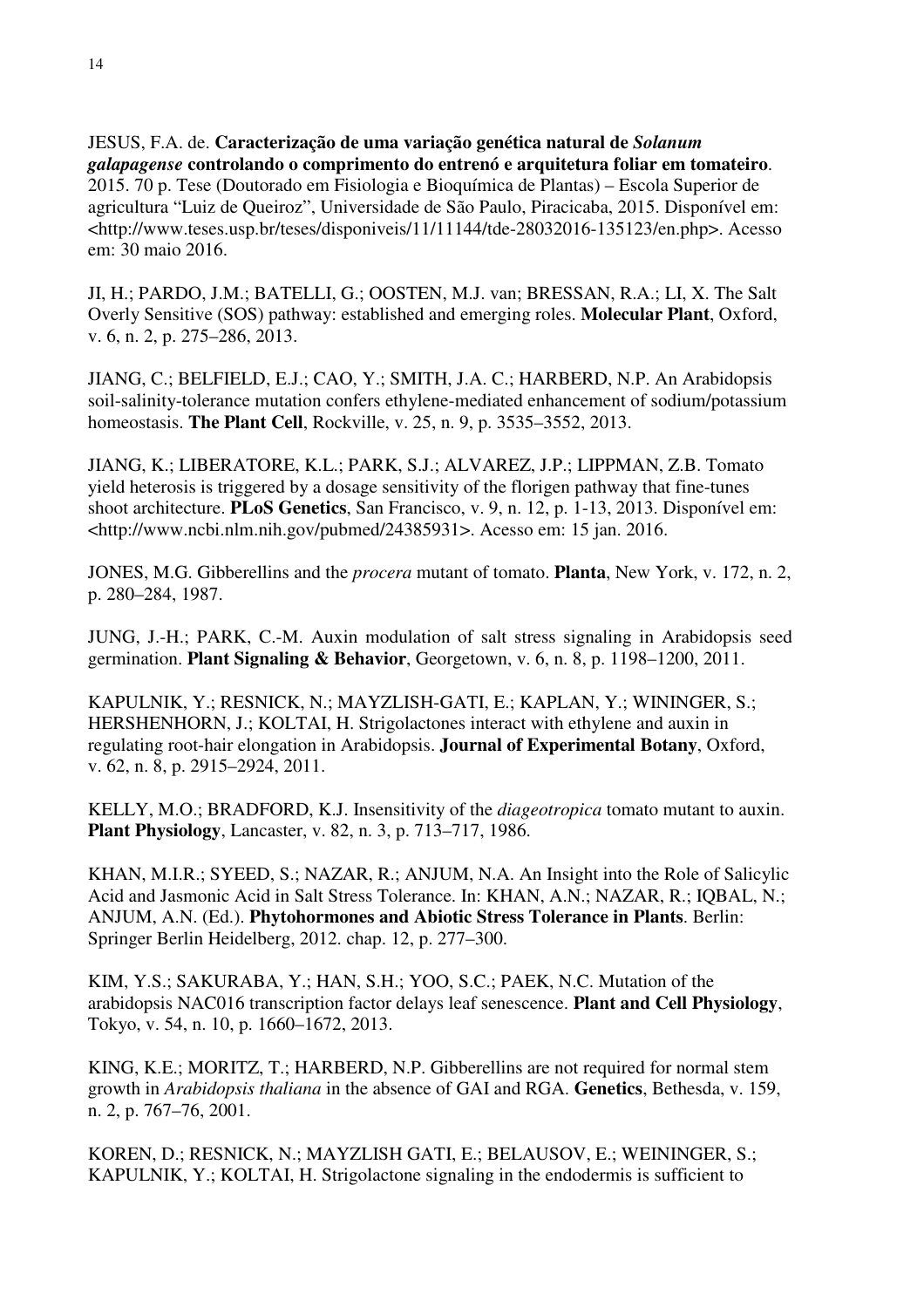JESUS, F.A. de. **Caracterização de uma variação genética natural de *Solanum galapagense* controlando o comprimento do entrenó e arquitetura foliar em tomateiro**. 2015. 70 p. Tese (Doutorado em Fisiologia e Bioquímica de Plantas) – Escola Superior de agricultura "Luiz de Queiroz", Universidade de São Paulo, Piracicaba, 2015. Disponível em: <http://www.teses.usp.br/teses/disponiveis/11/11144/tde-28032016-135123/en.php>. Acesso em: 30 maio 2016.

JI, H.; PARDO, J.M.; BATELLI, G.; OOSTEN, M.J. van; BRESSAN, R.A.; LI, X. The Salt Overly Sensitive (SOS) pathway: established and emerging roles. **Molecular Plant**, Oxford, v. 6, n. 2, p. 275–286, 2013.

JIANG, C.; BELFIELD, E.J.; CAO, Y.; SMITH, J.A. C.; HARBERD, N.P. An Arabidopsis soil-salinity-tolerance mutation confers ethylene-mediated enhancement of sodium/potassium homeostasis. **The Plant Cell**, Rockville, v. 25, n. 9, p. 3535–3552, 2013.

JIANG, K.; LIBERATORE, K.L.; PARK, S.J.; ALVAREZ, J.P.; LIPPMAN, Z.B. Tomato yield heterosis is triggered by a dosage sensitivity of the florigen pathway that fine-tunes shoot architecture. **PLoS Genetics**, San Francisco, v. 9, n. 12, p. 1-13, 2013. Disponível em: <http://www.ncbi.nlm.nih.gov/pubmed/24385931>. Acesso em: 15 jan. 2016.

JONES, M.G. Gibberellins and the *procera* mutant of tomato. **Planta**, New York, v. 172, n. 2, p. 280–284, 1987.

JUNG, J.-H.; PARK, C.-M. Auxin modulation of salt stress signaling in Arabidopsis seed germination. **Plant Signaling & Behavior**, Georgetown, v. 6, n. 8, p. 1198–1200, 2011.

KAPULNIK, Y.; RESNICK, N.; MAYZLISH-GATI, E.; KAPLAN, Y.; WININGER, S.; HERSHENHORN, J.; KOLTAI, H. Strigolactones interact with ethylene and auxin in regulating root-hair elongation in Arabidopsis. **Journal of Experimental Botany**, Oxford, v. 62, n. 8, p. 2915–2924, 2011.

KELLY, M.O.; BRADFORD, K.J. Insensitivity of the *diageotropica* tomato mutant to auxin. **Plant Physiology**, Lancaster, v. 82, n. 3, p. 713–717, 1986.

KHAN, M.I.R.; SYEED, S.; NAZAR, R.; ANJUM, N.A. An Insight into the Role of Salicylic Acid and Jasmonic Acid in Salt Stress Tolerance. In: KHAN, A.N.; NAZAR, R.; IQBAL, N.; ANJUM, A.N. (Ed.). **Phytohormones and Abiotic Stress Tolerance in Plants**. Berlin: Springer Berlin Heidelberg, 2012. chap. 12, p. 277–300.

KIM, Y.S.; SAKURABA, Y.; HAN, S.H.; YOO, S.C.; PAEK, N.C. Mutation of the arabidopsis NAC016 transcription factor delays leaf senescence. **Plant and Cell Physiology**, Tokyo, v. 54, n. 10, p. 1660–1672, 2013.

KING, K.E.; MORITZ, T.; HARBERD, N.P. Gibberellins are not required for normal stem growth in *Arabidopsis thaliana* in the absence of GAI and RGA. **Genetics**, Bethesda, v. 159, n. 2, p. 767–76, 2001.

KOREN, D.; RESNICK, N.; MAYZLISH GATI, E.; BELAUSOV, E.; WEININGER, S.; KAPULNIK, Y.; KOLTAI, H. Strigolactone signaling in the endodermis is sufficient to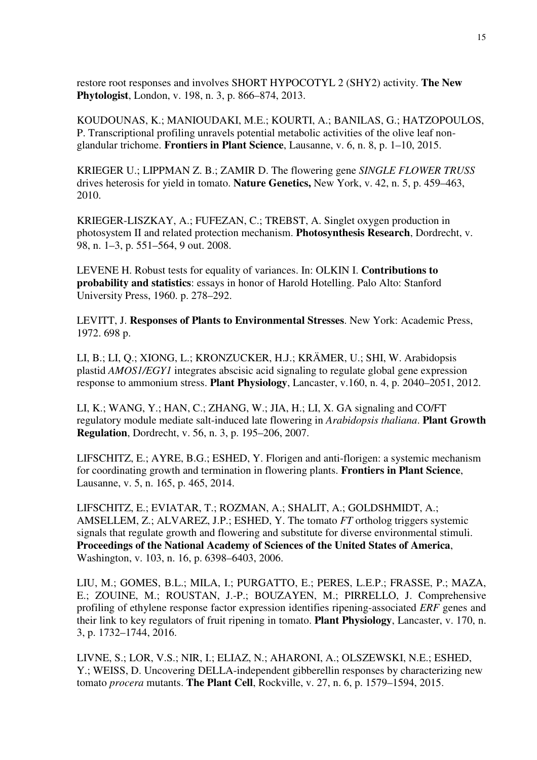restore root responses and involves SHORT HYPOCOTYL 2 (SHY2) activity. **The New Phytologist**, London, v. 198, n. 3, p. 866–874, 2013.

KOUDOUNAS, K.; MANIOUDAKI, M.E.; KOURTI, A.; BANILAS, G.; HATZOPOULOS, P. Transcriptional profiling unravels potential metabolic activities of the olive leaf non-glandular trichome. **Frontiers in Plant Science**, Lausanne, v. 6, n. 8, p. 1–10, 2015.

KRIEGER U.; LIPPMAN Z. B.; ZAMIR D. The flowering gene *SINGLE FLOWER TRUSS* drives heterosis for yield in tomato. **Nature Genetics,** New York, v. 42, n. 5, p. 459–463, 2010.

KRIEGER-LISZKAY, A.; FUFEZAN, C.; TREBST, A. Singlet oxygen production in photosystem II and related protection mechanism. **Photosynthesis Research**, Dordrecht, v. 98, n. 1–3, p. 551–564, 9 out. 2008.

LEVENE H. Robust tests for equality of variances. In: OLKIN I. **Contributions to probability and statistics**: essays in honor of Harold Hotelling. Palo Alto: Stanford University Press, 1960. p. 278–292.

LEVITT, J. **Responses of Plants to Environmental Stresses**. New York: Academic Press, 1972. 698 p.

LI, B.; LI, Q.; XIONG, L.; KRONZUCKER, H.J.; KRÄMER, U.; SHI, W. Arabidopsis plastid *AMOS1/EGY1* integrates abscisic acid signaling to regulate global gene expression response to ammonium stress. **Plant Physiology**, Lancaster, v.160, n. 4, p. 2040–2051, 2012.

LI, K.; WANG, Y.; HAN, C.; ZHANG, W.; JIA, H.; LI, X. GA signaling and CO/FT regulatory module mediate salt-induced late flowering in *Arabidopsis thaliana*. **Plant Growth Regulation**, Dordrecht, v. 56, n. 3, p. 195–206, 2007.

LIFSCHITZ, E.; AYRE, B.G.; ESHED, Y. Florigen and anti-florigen: a systemic mechanism for coordinating growth and termination in flowering plants. **Frontiers in Plant Science**, Lausanne, v. 5, n. 165, p. 465, 2014.

LIFSCHITZ, E.; EVIATAR, T.; ROZMAN, A.; SHALIT, A.; GOLDSHMIDT, A.; AMSELLEM, Z.; ALVAREZ, J.P.; ESHED, Y. The tomato *FT* ortholog triggers systemic signals that regulate growth and flowering and substitute for diverse environmental stimuli. **Proceedings of the National Academy of Sciences of the United States of America**, Washington, v. 103, n. 16, p. 6398–6403, 2006.

LIU, M.; GOMES, B.L.; MILA, I.; PURGATTO, E.; PERES, L.E.P.; FRASSE, P.; MAZA, E.; ZOUINE, M.; ROUSTAN, J.-P.; BOUZAYEN, M.; PIRRELLO, J. Comprehensive profiling of ethylene response factor expression identifies ripening-associated *ERF* genes and their link to key regulators of fruit ripening in tomato. **Plant Physiology**, Lancaster, v. 170, n. 3, p. 1732–1744, 2016.

LIVNE, S.; LOR, V.S.; NIR, I.; ELIAZ, N.; AHARONI, A.; OLSZEWSKI, N.E.; ESHED, Y.; WEISS, D. Uncovering DELLA-independent gibberellin responses by characterizing new tomato *procera* mutants. **The Plant Cell**, Rockville, v. 27, n. 6, p. 1579–1594, 2015.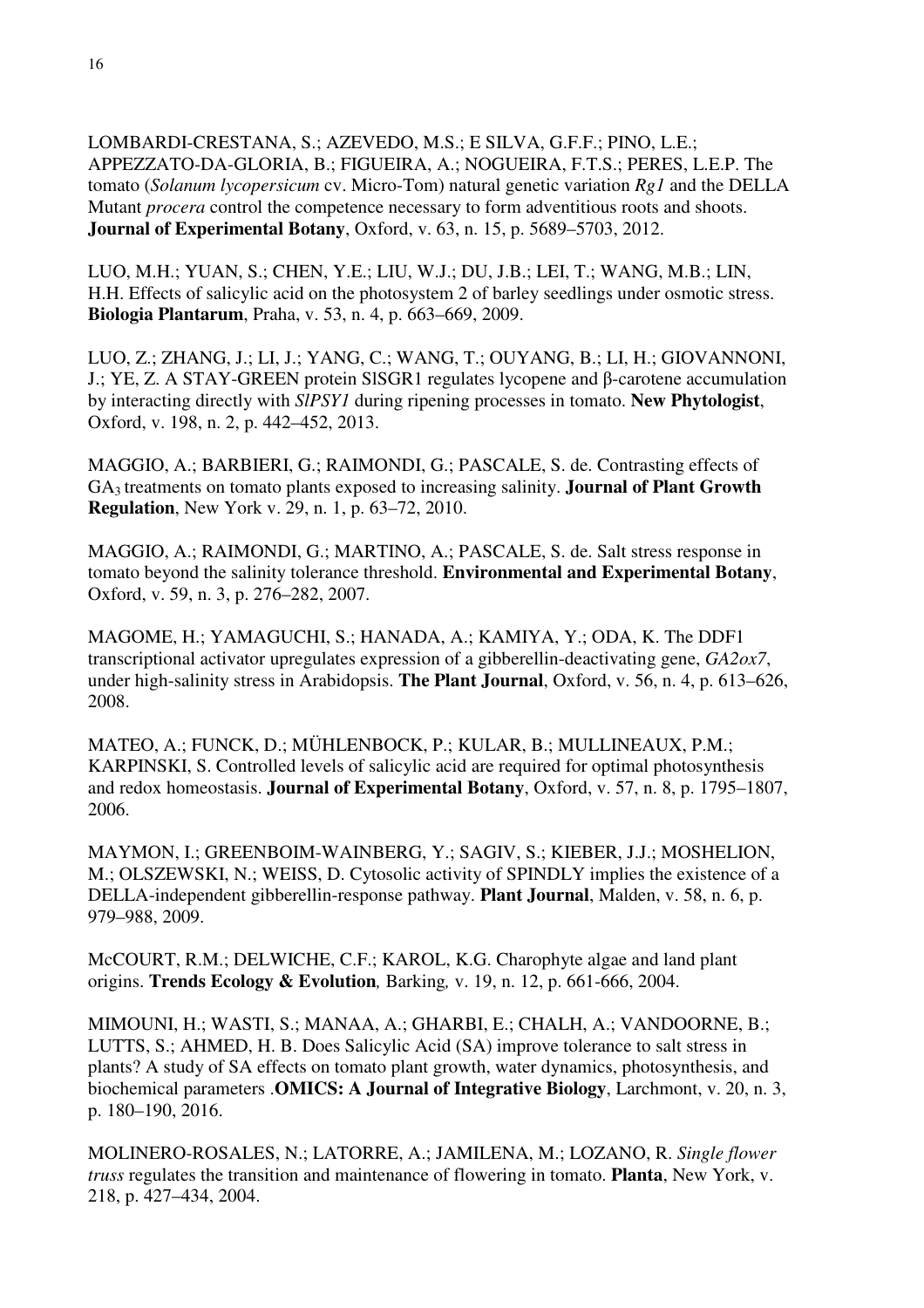LOMBARDI-CRESTANA, S.; AZEVEDO, M.S.; E SILVA, G.F.F.; PINO, L.E.; APPEZZATO-DA-GLORIA, B.; FIGUEIRA, A.; NOGUEIRA, F.T.S.; PERES, L.E.P. The tomato (*Solanum lycopersicum* cv. Micro-Tom) natural genetic variation *Rg1* and the DELLA Mutant *procera* control the competence necessary to form adventitious roots and shoots. **Journal of Experimental Botany**, Oxford, v. 63, n. 15, p. 5689–5703, 2012.

LUO, M.H.; YUAN, S.; CHEN, Y.E.; LIU, W.J.; DU, J.B.; LEI, T.; WANG, M.B.; LIN, H.H. Effects of salicylic acid on the photosystem 2 of barley seedlings under osmotic stress. **Biologia Plantarum**, Praha, v. 53, n. 4, p. 663–669, 2009.

LUO, Z.; ZHANG, J.; LI, J.; YANG, C.; WANG, T.; OUYANG, B.; LI, H.; GIOVANNONI, J.; YE, Z. A STAY-GREEN protein SlSGR1 regulates lycopene and β-carotene accumulation by interacting directly with *SlPSY1* during ripening processes in tomato. **New Phytologist**, Oxford, v. 198, n. 2, p. 442–452, 2013.

MAGGIO, A.; BARBIERI, G.; RAIMONDI, G.; PASCALE, S. de. Contrasting effects of $GA_3$ treatments on tomato plants exposed to increasing salinity. **Journal of Plant Growth Regulation**, New York v. 29, n. 1, p. 63–72, 2010.

MAGGIO, A.; RAIMONDI, G.; MARTINO, A.; PASCALE, S. de. Salt stress response in tomato beyond the salinity tolerance threshold. **Environmental and Experimental Botany**, Oxford, v. 59, n. 3, p. 276–282, 2007.

MAGOME, H.; YAMAGUCHI, S.; HANADA, A.; KAMIYA, Y.; ODA, K. The DDF1 transcriptional activator upregulates expression of a gibberellin-deactivating gene, *GA2ox7*, under high-salinity stress in Arabidopsis. **The Plant Journal**, Oxford, v. 56, n. 4, p. 613–626, 2008.

MATEO, A.; FUNCK, D.; MÜHLENBOCK, P.; KULAR, B.; MULLINEAUX, P.M.; KARPINSKI, S. Controlled levels of salicylic acid are required for optimal photosynthesis and redox homeostasis. **Journal of Experimental Botany**, Oxford, v. 57, n. 8, p. 1795–1807, 2006.

MAYMON, I.; GREENBOIM-WAINBERG, Y.; SAGIV, S.; KIEBER, J.J.; MOSHELION, M.; OLSZEWSKI, N.; WEISS, D. Cytosolic activity of SPINDLY implies the existence of a DELLA-independent gibberellin-response pathway. **Plant Journal**, Malden, v. 58, n. 6, p. 979–988, 2009.

McCOURT, R.M.; DELWICHE, C.F.; KAROL, K.G. Charophyte algae and land plant origins. **Trends Ecology & Evolution***,* Barking*,* v. 19, n. 12, p. 661-666, 2004.

MIMOUNI, H.; WASTI, S.; MANAA, A.; GHARBI, E.; CHALH, A.; VANDOORNE, B.; LUTTS, S.; AHMED, H. B. Does Salicylic Acid (SA) improve tolerance to salt stress in plants? A study of SA effects on tomato plant growth, water dynamics, photosynthesis, and biochemical parameters .**OMICS: A Journal of Integrative Biology**, Larchmont, v. 20, n. 3, p. 180–190, 2016.

MOLINERO-ROSALES, N.; LATORRE, A.; JAMILENA, M.; LOZANO, R. *Single flower truss* regulates the transition and maintenance of flowering in tomato. **Planta**, New York, v. 218, p. 427–434, 2004.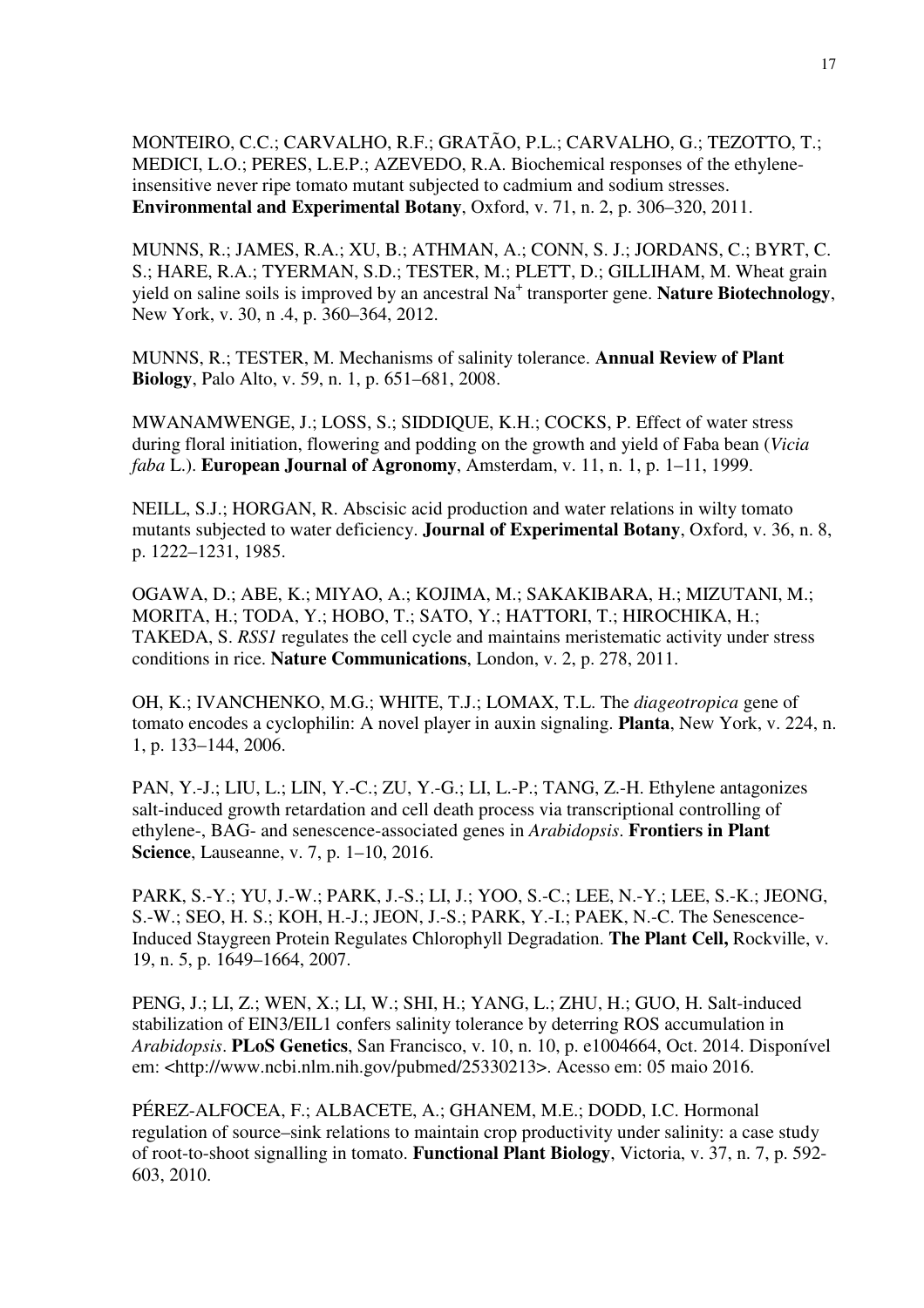MONTEIRO, C.C.; CARVALHO, R.F.; GRATÃO, P.L.; CARVALHO, G.; TEZOTTO, T.; MEDICI, L.O.; PERES, L.E.P.; AZEVEDO, R.A. Biochemical responses of the ethylene-insensitive never ripe tomato mutant subjected to cadmium and sodium stresses. **Environmental and Experimental Botany**, Oxford, v. 71, n. 2, p. 306–320, 2011.

MUNNS, R.; JAMES, R.A.; XU, B.; ATHMAN, A.; CONN, S. J.; JORDANS, C.; BYRT, C. S.; HARE, R.A.; TYERMAN, S.D.; TESTER, M.; PLETT, D.; GILLIHAM, M. Wheat grain yield on saline soils is improved by an ancestral $Na^+$ transporter gene. **Nature Biotechnology**, New York, v. 30, n .4, p. 360–364, 2012.

MUNNS, R.; TESTER, M. Mechanisms of salinity tolerance. **Annual Review of Plant Biology**, Palo Alto, v. 59, n. 1, p. 651–681, 2008.

MWANAMWENGE, J.; LOSS, S.; SIDDIQUE, K.H.; COCKS, P. Effect of water stress during floral initiation, flowering and podding on the growth and yield of Faba bean (*Vicia faba* L.). **European Journal of Agronomy**, Amsterdam, v. 11, n. 1, p. 1–11, 1999.

NEILL, S.J.; HORGAN, R. Abscisic acid production and water relations in wilty tomato mutants subjected to water deficiency. **Journal of Experimental Botany**, Oxford, v. 36, n. 8, p. 1222–1231, 1985.

OGAWA, D.; ABE, K.; MIYAO, A.; KOJIMA, M.; SAKAKIBARA, H.; MIZUTANI, M.; MORITA, H.; TODA, Y.; HOBO, T.; SATO, Y.; HATTORI, T.; HIROCHIKA, H.; TAKEDA, S. *RSS1* regulates the cell cycle and maintains meristematic activity under stress conditions in rice. **Nature Communications**, London, v. 2, p. 278, 2011.

OH, K.; IVANCHENKO, M.G.; WHITE, T.J.; LOMAX, T.L. The *diageotropica* gene of tomato encodes a cyclophilin: A novel player in auxin signaling. **Planta**, New York, v. 224, n. 1, p. 133–144, 2006.

PAN, Y.-J.; LIU, L.; LIN, Y.-C.; ZU, Y.-G.; LI, L.-P.; TANG, Z.-H. Ethylene antagonizes salt-induced growth retardation and cell death process via transcriptional controlling of ethylene-, BAG- and senescence-associated genes in *Arabidopsis*. **Frontiers in Plant Science**, Lauseanne, v. 7, p. 1–10, 2016.

PARK, S.-Y.; YU, J.-W.; PARK, J.-S.; LI, J.; YOO, S.-C.; LEE, N.-Y.; LEE, S.-K.; JEONG, S.-W.; SEO, H. S.; KOH, H.-J.; JEON, J.-S.; PARK, Y.-I.; PAEK, N.-C. The Senescence-Induced Staygreen Protein Regulates Chlorophyll Degradation. **The Plant Cell,** Rockville, v. 19, n. 5, p. 1649–1664, 2007.

PENG, J.; LI, Z.; WEN, X.; LI, W.; SHI, H.; YANG, L.; ZHU, H.; GUO, H. Salt-induced stabilization of EIN3/EIL1 confers salinity tolerance by deterring ROS accumulation in *Arabidopsis*. **PLoS Genetics**, San Francisco, v. 10, n. 10, p. e1004664, Oct. 2014. Disponível em: <http://www.ncbi.nlm.nih.gov/pubmed/25330213>. Acesso em: 05 maio 2016.

PÉREZ-ALFOCEA, F.; ALBACETE, A.; GHANEM, M.E.; DODD, I.C. Hormonal regulation of source–sink relations to maintain crop productivity under salinity: a case study of root-to-shoot signalling in tomato. **Functional Plant Biology**, Victoria, v. 37, n. 7, p. 592-603, 2010.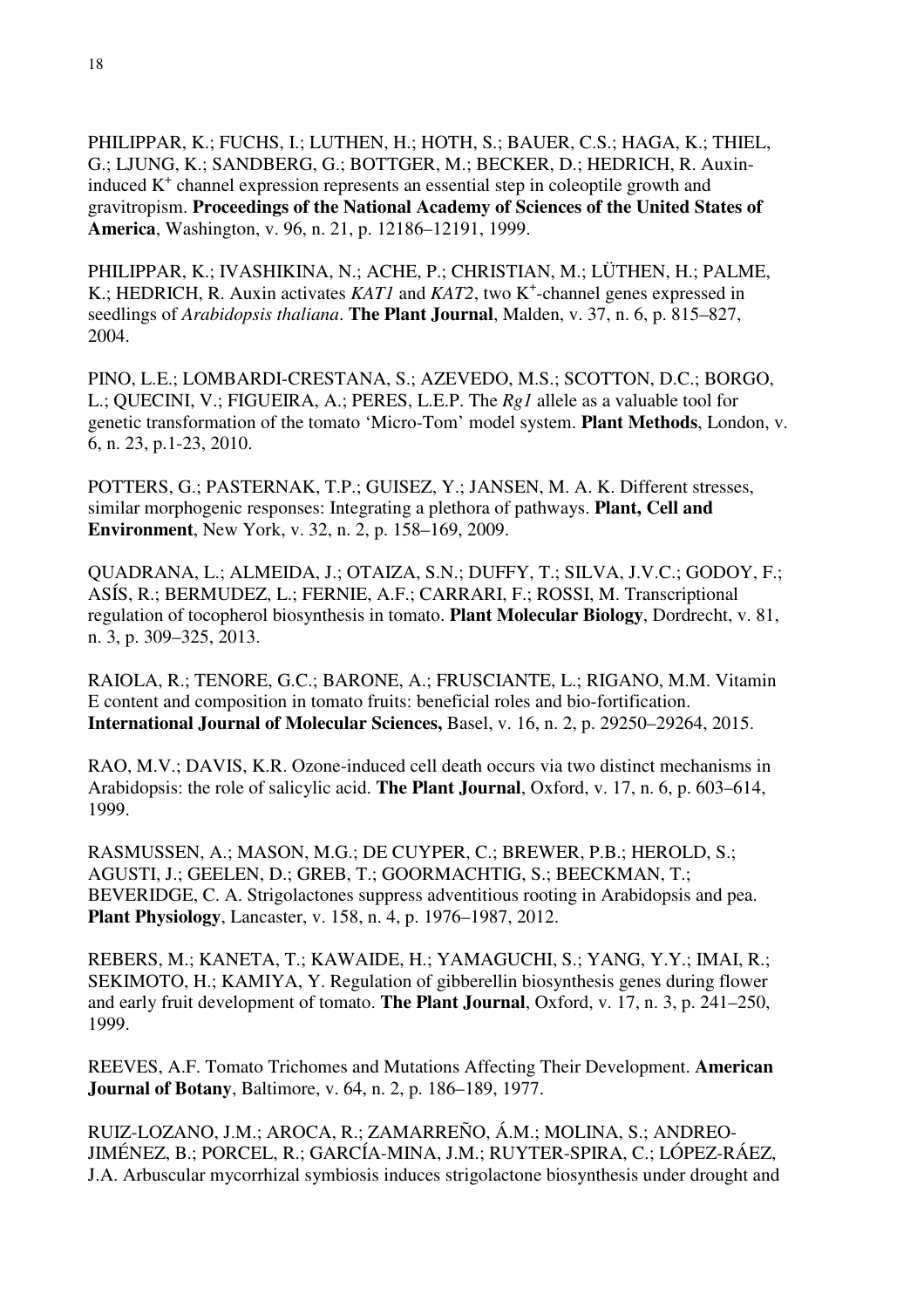PHILIPPAR, K.; FUCHS, I.; LUTHEN, H.; HOTH, S.; BAUER, C.S.; HAGA, K.; THIEL, G.; LJUNG, K.; SANDBERG, G.; BOTTGER, M.; BECKER, D.; HEDRICH, R. Auxin-induced $K^+$ channel expression represents an essential step in coleoptile growth and gravitropism. **Proceedings of the National Academy of Sciences of the United States of America**, Washington, v. 96, n. 21, p. 12186–12191, 1999.

PHILIPPAR, K.; IVASHIKINA, N.; ACHE, P.; CHRISTIAN, M.; LÜTHEN, H.; PALME, K.; HEDRICH, R. Auxin activates *KAT1* and *KAT2*, two $K^+$-channel genes expressed in seedlings of *Arabidopsis thaliana*. **The Plant Journal**, Malden, v. 37, n. 6, p. 815–827, 2004.

PINO, L.E.; LOMBARDI-CRESTANA, S.; AZEVEDO, M.S.; SCOTTON, D.C.; BORGO, L.; QUECINI, V.; FIGUEIRA, A.; PERES, L.E.P. The *Rg1* allele as a valuable tool for genetic transformation of the tomato 'Micro-Tom' model system. **Plant Methods**, London, v. 6, n. 23, p.1-23, 2010.

POTTERS, G.; PASTERNAK, T.P.; GUISEZ, Y.; JANSEN, M. A. K. Different stresses, similar morphogenic responses: Integrating a plethora of pathways. **Plant, Cell and Environment**, New York, v. 32, n. 2, p. 158–169, 2009.

QUADRANA, L.; ALMEIDA, J.; OTAIZA, S.N.; DUFFY, T.; SILVA, J.V.C.; GODOY, F.; ASÍS, R.; BERMUDEZ, L.; FERNIE, A.F.; CARRARI, F.; ROSSI, M. Transcriptional regulation of tocopherol biosynthesis in tomato. **Plant Molecular Biology**, Dordrecht, v. 81, n. 3, p. 309–325, 2013.

RAIOLA, R.; TENORE, G.C.; BARONE, A.; FRUSCIANTE, L.; RIGANO, M.M. Vitamin E content and composition in tomato fruits: beneficial roles and bio-fortification. **International Journal of Molecular Sciences,** Basel, v. 16, n. 2, p. 29250–29264, 2015.

RAO, M.V.; DAVIS, K.R. Ozone-induced cell death occurs via two distinct mechanisms in Arabidopsis: the role of salicylic acid. **The Plant Journal**, Oxford, v. 17, n. 6, p. 603–614, 1999.

RASMUSSEN, A.; MASON, M.G.; DE CUYPER, C.; BREWER, P.B.; HEROLD, S.; AGUSTI, J.; GEELEN, D.; GREB, T.; GOORMACHTIG, S.; BEECKMAN, T.; BEVERIDGE, C. A. Strigolactones suppress adventitious rooting in Arabidopsis and pea. **Plant Physiology**, Lancaster, v. 158, n. 4, p. 1976–1987, 2012.

REBERS, M.; KANETA, T.; KAWAIDE, H.; YAMAGUCHI, S.; YANG, Y.Y.; IMAI, R.; SEKIMOTO, H.; KAMIYA, Y. Regulation of gibberellin biosynthesis genes during flower and early fruit development of tomato. **The Plant Journal**, Oxford, v. 17, n. 3, p. 241–250, 1999.

REEVES, A.F. Tomato Trichomes and Mutations Affecting Their Development. **American Journal of Botany**, Baltimore, v. 64, n. 2, p. 186–189, 1977.

RUIZ-LOZANO, J.M.; AROCA, R.; ZAMARREÑO, Á.M.; MOLINA, S.; ANDREO-JIMÉNEZ, B.; PORCEL, R.; GARCÍA-MINA, J.M.; RUYTER-SPIRA, C.; LÓPEZ-RÁEZ, J.A. Arbuscular mycorrhizal symbiosis induces strigolactone biosynthesis under drought and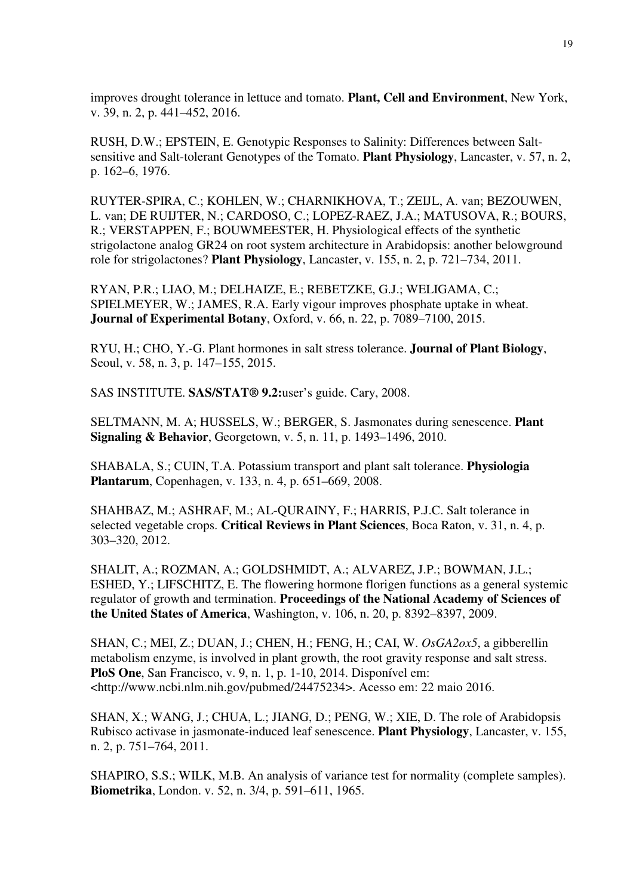improves drought tolerance in lettuce and tomato. **Plant, Cell and Environment**, New York, v. 39, n. 2, p. 441–452, 2016.

RUSH, D.W.; EPSTEIN, E. Genotypic Responses to Salinity: Differences between Salt-sensitive and Salt-tolerant Genotypes of the Tomato. **Plant Physiology**, Lancaster, v. 57, n. 2, p. 162–6, 1976.

RUYTER-SPIRA, C.; KOHLEN, W.; CHARNIKHOVA, T.; ZEIJL, A. van; BEZOUWEN, L. van; DE RUIJTER, N.; CARDOSO, C.; LOPEZ-RAEZ, J.A.; MATUSOVA, R.; BOURS, R.; VERSTAPPEN, F.; BOUWMEESTER, H. Physiological effects of the synthetic strigolactone analog GR24 on root system architecture in Arabidopsis: another belowground role for strigolactones? **Plant Physiology**, Lancaster, v. 155, n. 2, p. 721–734, 2011.

RYAN, P.R.; LIAO, M.; DELHAIZE, E.; REBETZKE, G.J.; WELIGAMA, C.; SPIELMEYER, W.; JAMES, R.A. Early vigour improves phosphate uptake in wheat. **Journal of Experimental Botany**, Oxford, v. 66, n. 22, p. 7089–7100, 2015.

RYU, H.; CHO, Y.-G. Plant hormones in salt stress tolerance. **Journal of Plant Biology**, Seoul, v. 58, n. 3, p. 147–155, 2015.

SAS INSTITUTE. **SAS/STAT® 9.2:**user's guide. Cary, 2008.

SELTMANN, M. A; HUSSELS, W.; BERGER, S. Jasmonates during senescence. **Plant Signaling & Behavior**, Georgetown, v. 5, n. 11, p. 1493–1496, 2010.

SHABALA, S.; CUIN, T.A. Potassium transport and plant salt tolerance. **Physiologia Plantarum**, Copenhagen, v. 133, n. 4, p. 651–669, 2008.

SHAHBAZ, M.; ASHRAF, M.; AL-QURAINY, F.; HARRIS, P.J.C. Salt tolerance in selected vegetable crops. **Critical Reviews in Plant Sciences**, Boca Raton, v. 31, n. 4, p. 303–320, 2012.

SHALIT, A.; ROZMAN, A.; GOLDSHMIDT, A.; ALVAREZ, J.P.; BOWMAN, J.L.; ESHED, Y.; LIFSCHITZ, E. The flowering hormone florigen functions as a general systemic regulator of growth and termination. **Proceedings of the National Academy of Sciences of the United States of America**, Washington, v. 106, n. 20, p. 8392–8397, 2009.

SHAN, C.; MEI, Z.; DUAN, J.; CHEN, H.; FENG, H.; CAI, W. *OsGA2ox5*, a gibberellin metabolism enzyme, is involved in plant growth, the root gravity response and salt stress. **PloS One**, San Francisco, v. 9, n. 1, p. 1-10, 2014. Disponível em: <http://www.ncbi.nlm.nih.gov/pubmed/24475234>. Acesso em: 22 maio 2016.

SHAN, X.; WANG, J.; CHUA, L.; JIANG, D.; PENG, W.; XIE, D. The role of Arabidopsis Rubisco activase in jasmonate-induced leaf senescence. **Plant Physiology**, Lancaster, v. 155, n. 2, p. 751–764, 2011.

SHAPIRO, S.S.; WILK, M.B. An analysis of variance test for normality (complete samples). **Biometrika**, London. v. 52, n. 3/4, p. 591–611, 1965.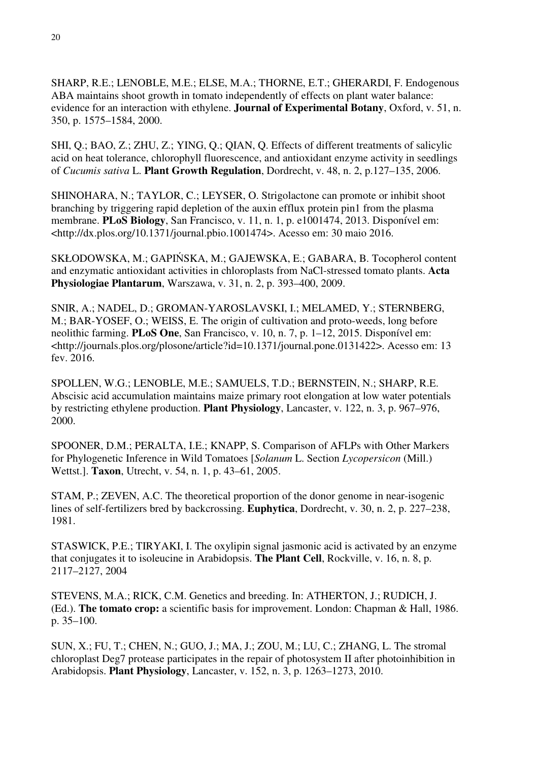SHARP, R.E.; LENOBLE, M.E.; ELSE, M.A.; THORNE, E.T.; GHERARDI, F. Endogenous ABA maintains shoot growth in tomato independently of effects on plant water balance: evidence for an interaction with ethylene. **Journal of Experimental Botany**, Oxford, v. 51, n. 350, p. 1575–1584, 2000.

SHI, Q.; BAO, Z.; ZHU, Z.; YING, Q.; QIAN, Q. Effects of different treatments of salicylic acid on heat tolerance, chlorophyll fluorescence, and antioxidant enzyme activity in seedlings of *Cucumis sativa* L. **Plant Growth Regulation**, Dordrecht, v. 48, n. 2, p.127–135, 2006.

SHINOHARA, N.; TAYLOR, C.; LEYSER, O. Strigolactone can promote or inhibit shoot branching by triggering rapid depletion of the auxin efflux protein pin1 from the plasma membrane. **PLoS Biology**, San Francisco, v. 11, n. 1, p. e1001474, 2013. Disponível em: <http://dx.plos.org/10.1371/journal.pbio.1001474>. Acesso em: 30 maio 2016.

SKŁODOWSKA, M.; GAPIŃSKA, M.; GAJEWSKA, E.; GABARA, B. Tocopherol content and enzymatic antioxidant activities in chloroplasts from NaCl-stressed tomato plants. **Acta Physiologiae Plantarum**, Warszawa, v. 31, n. 2, p. 393–400, 2009.

SNIR, A.; NADEL, D.; GROMAN-YAROSLAVSKI, I.; MELAMED, Y.; STERNBERG, M.; BAR-YOSEF, O.; WEISS, E. The origin of cultivation and proto-weeds, long before neolithic farming. **PLoS One**, San Francisco, v. 10, n. 7, p. 1–12, 2015. Disponível em: <http://journals.plos.org/plosone/article?id=10.1371/journal.pone.0131422>. Acesso em: 13 fev. 2016.

SPOLLEN, W.G.; LENOBLE, M.E.; SAMUELS, T.D.; BERNSTEIN, N.; SHARP, R.E. Abscisic acid accumulation maintains maize primary root elongation at low water potentials by restricting ethylene production. **Plant Physiology**, Lancaster, v. 122, n. 3, p. 967–976, 2000.

SPOONER, D.M.; PERALTA, I.E.; KNAPP, S. Comparison of AFLPs with Other Markers for Phylogenetic Inference in Wild Tomatoes [*Solanum* L. Section *Lycopersicon* (Mill.) Wettst.]. **Taxon**, Utrecht, v. 54, n. 1, p. 43–61, 2005.

STAM, P.; ZEVEN, A.C. The theoretical proportion of the donor genome in near-isogenic lines of self-fertilizers bred by backcrossing. **Euphytica**, Dordrecht, v. 30, n. 2, p. 227–238, 1981.

STASWICK, P.E.; TIRYAKI, I. The oxylipin signal jasmonic acid is activated by an enzyme that conjugates it to isoleucine in Arabidopsis. **The Plant Cell**, Rockville, v. 16, n. 8, p. 2117–2127, 2004

STEVENS, M.A.; RICK, C.M. Genetics and breeding. In: ATHERTON, J.; RUDICH, J. (Ed.). **The tomato crop:** a scientific basis for improvement. London: Chapman & Hall, 1986. p. 35–100.

SUN, X.; FU, T.; CHEN, N.; GUO, J.; MA, J.; ZOU, M.; LU, C.; ZHANG, L. The stromal chloroplast Deg7 protease participates in the repair of photosystem II after photoinhibition in Arabidopsis. **Plant Physiology**, Lancaster, v. 152, n. 3, p. 1263–1273, 2010.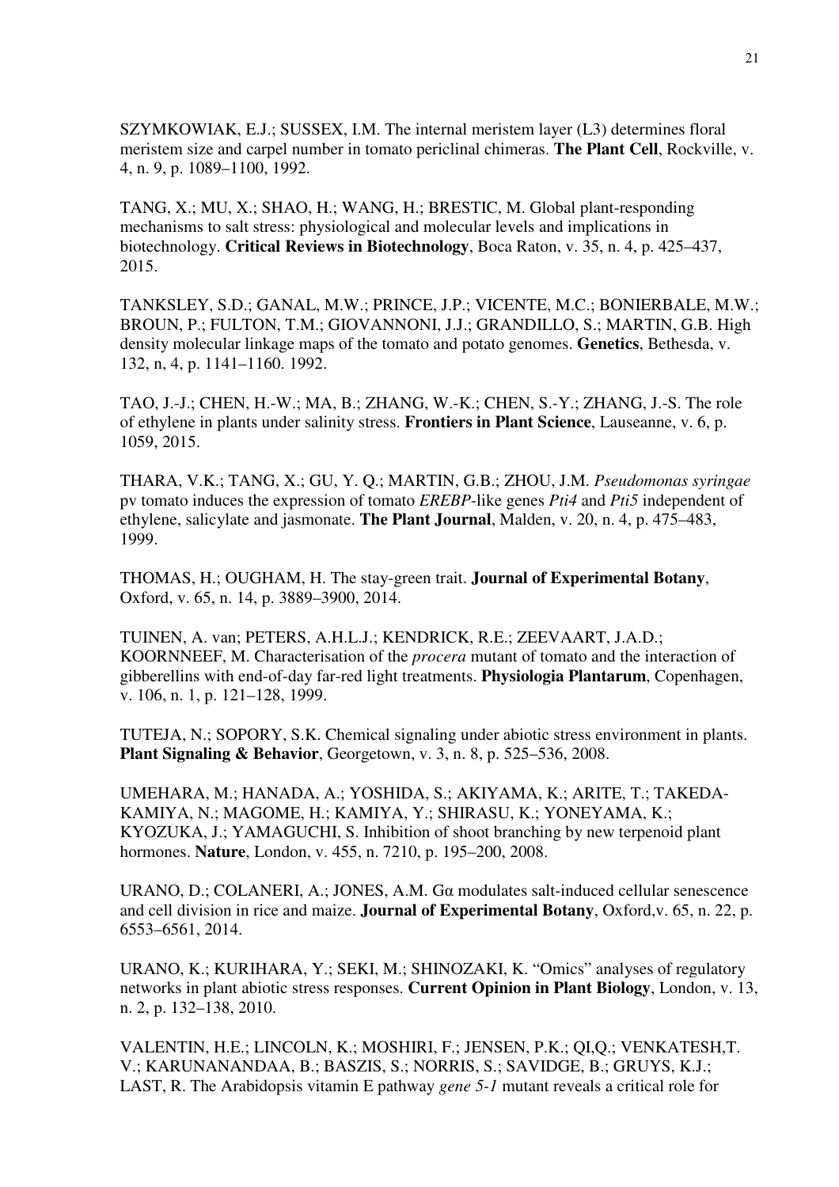SZYMKOWIAK, E.J.; SUSSEX, I.M. The internal meristem layer (L3) determines floral meristem size and carpel number in tomato periclinal chimeras. **The Plant Cell**, Rockville, v. 4, n. 9, p. 1089–1100, 1992.

TANG, X.; MU, X.; SHAO, H.; WANG, H.; BRESTIC, M. Global plant-responding mechanisms to salt stress: physiological and molecular levels and implications in biotechnology. **Critical Reviews in Biotechnology**, Boca Raton, v. 35, n. 4, p. 425–437, 2015.

TANKSLEY, S.D.; GANAL, M.W.; PRINCE, J.P.; VICENTE, M.C.; BONIERBALE, M.W.; BROUN, P.; FULTON, T.M.; GIOVANNONI, J.J.; GRANDILLO, S.; MARTIN, G.B. High density molecular linkage maps of the tomato and potato genomes. **Genetics**, Bethesda, v. 132, n, 4, p. 1141–1160. 1992.

TAO, J.-J.; CHEN, H.-W.; MA, B.; ZHANG, W.-K.; CHEN, S.-Y.; ZHANG, J.-S. The role of ethylene in plants under salinity stress. **Frontiers in Plant Science**, Lauseanne, v. 6, p. 1059, 2015.

THARA, V.K.; TANG, X.; GU, Y. Q.; MARTIN, G.B.; ZHOU, J.M. *Pseudomonas syringae* pv tomato induces the expression of tomato *EREBP*-like genes *Pti4* and *Pti5* independent of ethylene, salicylate and jasmonate. **The Plant Journal**, Malden, v. 20, n. 4, p. 475–483, 1999.

THOMAS, H.; OUGHAM, H. The stay-green trait. **Journal of Experimental Botany**, Oxford, v. 65, n. 14, p. 3889–3900, 2014.

TUINEN, A. van; PETERS, A.H.L.J.; KENDRICK, R.E.; ZEEVAART, J.A.D.; KOORNNEEF, M. Characterisation of the *procera* mutant of tomato and the interaction of gibberellins with end-of-day far-red light treatments. **Physiologia Plantarum**, Copenhagen, v. 106, n. 1, p. 121–128, 1999.

TUTEJA, N.; SOPORY, S.K. Chemical signaling under abiotic stress environment in plants. **Plant Signaling & Behavior**, Georgetown, v. 3, n. 8, p. 525–536, 2008.

UMEHARA, M.; HANADA, A.; YOSHIDA, S.; AKIYAMA, K.; ARITE, T.; TAKEDA-KAMIYA, N.; MAGOME, H.; KAMIYA, Y.; SHIRASU, K.; YONEYAMA, K.; KYOZUKA, J.; YAMAGUCHI, S. Inhibition of shoot branching by new terpenoid plant hormones. **Nature**, London, v. 455, n. 7210, p. 195–200, 2008.

URANO, D.; COLANERI, A.; JONES, A.M. Gα modulates salt-induced cellular senescence and cell division in rice and maize. **Journal of Experimental Botany**, Oxford,v. 65, n. 22, p. 6553–6561, 2014.

URANO, K.; KURIHARA, Y.; SEKI, M.; SHINOZAKI, K. "Omics" analyses of regulatory networks in plant abiotic stress responses. **Current Opinion in Plant Biology**, London, v. 13, n. 2, p. 132–138, 2010.

VALENTIN, H.E.; LINCOLN, K.; MOSHIRI, F.; JENSEN, P.K.; QI,Q.; VENKATESH,T. V.; KARUNANANDAA, B.; BASZIS, S.; NORRIS, S.; SAVIDGE, B.; GRUYS, K.J.; LAST, R. The Arabidopsis vitamin E pathway *gene 5-1* mutant reveals a critical role for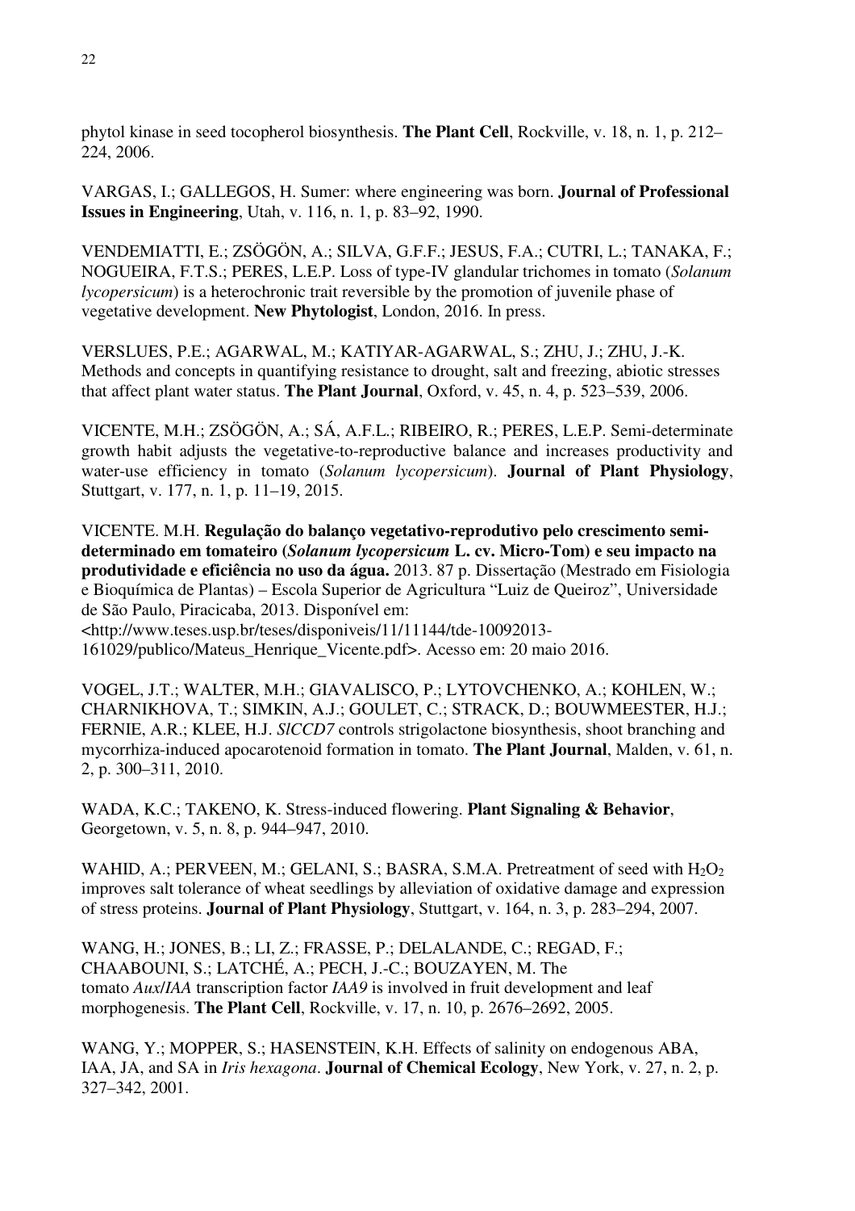phytol kinase in seed tocopherol biosynthesis. **The Plant Cell**, Rockville, v. 18, n. 1, p. 212–224, 2006.

VARGAS, I.; GALLEGOS, H. Sumer: where engineering was born. **Journal of Professional Issues in Engineering**, Utah, v. 116, n. 1, p. 83–92, 1990.

VENDEMIATTI, E.; ZSÖGÖN, A.; SILVA, G.F.F.; JESUS, F.A.; CUTRI, L.; TANAKA, F.; NOGUEIRA, F.T.S.; PERES, L.E.P. Loss of type-IV glandular trichomes in tomato (*Solanum lycopersicum*) is a heterochronic trait reversible by the promotion of juvenile phase of vegetative development. **New Phytologist**, London, 2016. In press.

VERSLUES, P.E.; AGARWAL, M.; KATIYAR-AGARWAL, S.; ZHU, J.; ZHU, J.-K. Methods and concepts in quantifying resistance to drought, salt and freezing, abiotic stresses that affect plant water status. **The Plant Journal**, Oxford, v. 45, n. 4, p. 523–539, 2006.

VICENTE, M.H.; ZSÖGÖN, A.; SÁ, A.F.L.; RIBEIRO, R.; PERES, L.E.P. Semi-determinate growth habit adjusts the vegetative-to-reproductive balance and increases productivity and water-use efficiency in tomato (*Solanum lycopersicum*). **Journal of Plant Physiology**, Stuttgart, v. 177, n. 1, p. 11–19, 2015.

VICENTE. M.H. **Regulação do balanço vegetativo-reprodutivo pelo crescimento semi-determinado em tomateiro (*Solanum lycopersicum* L. cv. Micro-Tom) e seu impacto na produtividade e eficiência no uso da água.** 2013. 87 p. Dissertação (Mestrado em Fisiologia e Bioquímica de Plantas) – Escola Superior de Agricultura "Luiz de Queiroz", Universidade de São Paulo, Piracicaba, 2013. Disponível em: <http://www.teses.usp.br/teses/disponiveis/11/11144/tde-10092013-161029/publico/Mateus_Henrique_Vicente.pdf>. Acesso em: 20 maio 2016.

VOGEL, J.T.; WALTER, M.H.; GIAVALISCO, P.; LYTOVCHENKO, A.; KOHLEN, W.; CHARNIKHOVA, T.; SIMKIN, A.J.; GOULET, C.; STRACK, D.; BOUWMEESTER, H.J.; FERNIE, A.R.; KLEE, H.J. *SlCCD7* controls strigolactone biosynthesis, shoot branching and mycorrhiza-induced apocarotenoid formation in tomato. **The Plant Journal**, Malden, v. 61, n. 2, p. 300–311, 2010.

WADA, K.C.; TAKENO, K. Stress-induced flowering. **Plant Signaling & Behavior**, Georgetown, v. 5, n. 8, p. 944–947, 2010.

WAHID, A.; PERVEEN, M.; GELANI, S.; BASRA, S.M.A. Pretreatment of seed with $H_2O_2$ improves salt tolerance of wheat seedlings by alleviation of oxidative damage and expression of stress proteins. **Journal of Plant Physiology**, Stuttgart, v. 164, n. 3, p. 283–294, 2007.

WANG, H.; JONES, B.; LI, Z.; FRASSE, P.; DELALANDE, C.; REGAD, F.; CHAABOUNI, S.; LATCHÉ, A.; PECH, J.-C.; BOUZAYEN, M. The tomato *Aux*/*IAA* transcription factor *IAA9* is involved in fruit development and leaf morphogenesis. **The Plant Cell**, Rockville, v. 17, n. 10, p. 2676–2692, 2005.

WANG, Y.; MOPPER, S.; HASENSTEIN, K.H. Effects of salinity on endogenous ABA, IAA, JA, and SA in *Iris hexagona*. **Journal of Chemical Ecology**, New York, v. 27, n. 2, p. 327–342, 2001.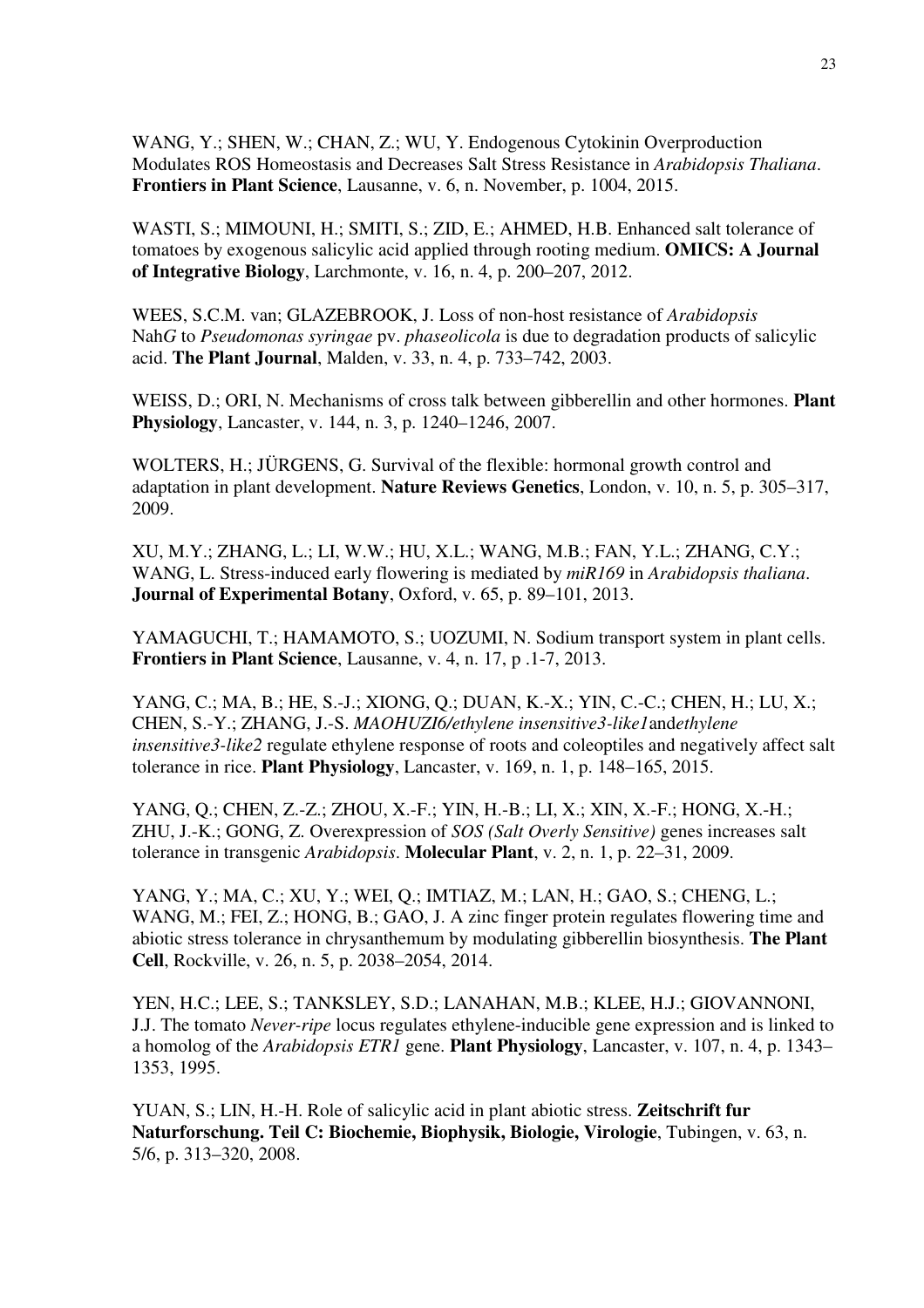WANG, Y.; SHEN, W.; CHAN, Z.; WU, Y. Endogenous Cytokinin Overproduction Modulates ROS Homeostasis and Decreases Salt Stress Resistance in *Arabidopsis Thaliana*. **Frontiers in Plant Science**, Lausanne, v. 6, n. November, p. 1004, 2015.

WASTI, S.; MIMOUNI, H.; SMITI, S.; ZID, E.; AHMED, H.B. Enhanced salt tolerance of tomatoes by exogenous salicylic acid applied through rooting medium. **OMICS: A Journal of Integrative Biology**, Larchmonte, v. 16, n. 4, p. 200–207, 2012.

WEES, S.C.M. van; GLAZEBROOK, J. Loss of non-host resistance of *Arabidopsis* Nah*G* to *Pseudomonas syringae* pv. *phaseolicola* is due to degradation products of salicylic acid. **The Plant Journal**, Malden, v. 33, n. 4, p. 733–742, 2003.

WEISS, D.; ORI, N. Mechanisms of cross talk between gibberellin and other hormones. **Plant Physiology**, Lancaster, v. 144, n. 3, p. 1240–1246, 2007.

WOLTERS, H.; JÜRGENS, G. Survival of the flexible: hormonal growth control and adaptation in plant development. **Nature Reviews Genetics**, London, v. 10, n. 5, p. 305–317, 2009.

XU, M.Y.; ZHANG, L.; LI, W.W.; HU, X.L.; WANG, M.B.; FAN, Y.L.; ZHANG, C.Y.; WANG, L. Stress-induced early flowering is mediated by *miR169* in *Arabidopsis thaliana*. **Journal of Experimental Botany**, Oxford, v. 65, p. 89–101, 2013.

YAMAGUCHI, T.; HAMAMOTO, S.; UOZUMI, N. Sodium transport system in plant cells. **Frontiers in Plant Science**, Lausanne, v. 4, n. 17, p .1-7, 2013.

YANG, C.; MA, B.; HE, S.-J.; XIONG, Q.; DUAN, K.-X.; YIN, C.-C.; CHEN, H.; LU, X.; CHEN, S.-Y.; ZHANG, J.-S. *MAOHUZI6/ethylene insensitive3-like1*and*ethylene insensitive3-like2* regulate ethylene response of roots and coleoptiles and negatively affect salt tolerance in rice. **Plant Physiology**, Lancaster, v. 169, n. 1, p. 148–165, 2015.

YANG, Q.; CHEN, Z.-Z.; ZHOU, X.-F.; YIN, H.-B.; LI, X.; XIN, X.-F.; HONG, X.-H.; ZHU, J.-K.; GONG, Z. Overexpression of *SOS (Salt Overly Sensitive)* genes increases salt tolerance in transgenic *Arabidopsis*. **Molecular Plant**, v. 2, n. 1, p. 22–31, 2009.

YANG, Y.; MA, C.; XU, Y.; WEI, Q.; IMTIAZ, M.; LAN, H.; GAO, S.; CHENG, L.; WANG, M.; FEI, Z.; HONG, B.; GAO, J. A zinc finger protein regulates flowering time and abiotic stress tolerance in chrysanthemum by modulating gibberellin biosynthesis. **The Plant Cell**, Rockville, v. 26, n. 5, p. 2038–2054, 2014.

YEN, H.C.; LEE, S.; TANKSLEY, S.D.; LANAHAN, M.B.; KLEE, H.J.; GIOVANNONI, J.J. The tomato *Never-ripe* locus regulates ethylene-inducible gene expression and is linked to a homolog of the *Arabidopsis ETR1* gene. **Plant Physiology**, Lancaster, v. 107, n. 4, p. 1343–1353, 1995.

YUAN, S.; LIN, H.-H. Role of salicylic acid in plant abiotic stress. **Zeitschrift fur Naturforschung. Teil C: Biochemie, Biophysik, Biologie, Virologie**, Tubingen, v. 63, n. 5/6, p. 313–320, 2008.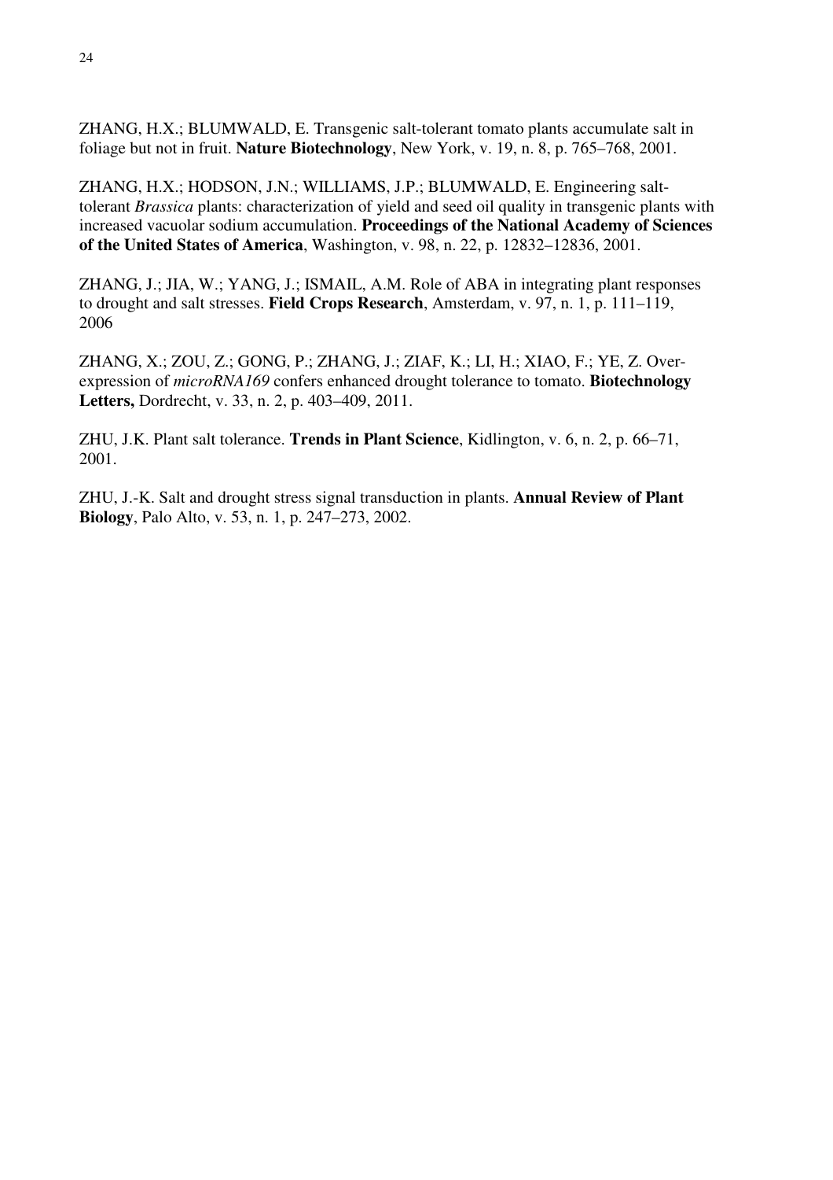ZHANG, H.X.; BLUMWALD, E. Transgenic salt-tolerant tomato plants accumulate salt in foliage but not in fruit. **Nature Biotechnology**, New York, v. 19, n. 8, p. 765–768, 2001.

ZHANG, H.X.; HODSON, J.N.; WILLIAMS, J.P.; BLUMWALD, E. Engineering salt-tolerant *Brassica* plants: characterization of yield and seed oil quality in transgenic plants with increased vacuolar sodium accumulation. **Proceedings of the National Academy of Sciences of the United States of America**, Washington, v. 98, n. 22, p. 12832–12836, 2001.

ZHANG, J.; JIA, W.; YANG, J.; ISMAIL, A.M. Role of ABA in integrating plant responses to drought and salt stresses. **Field Crops Research**, Amsterdam, v. 97, n. 1, p. 111–119, 2006

ZHANG, X.; ZOU, Z.; GONG, P.; ZHANG, J.; ZIAF, K.; LI, H.; XIAO, F.; YE, Z. Over-expression of *microRNA169* confers enhanced drought tolerance to tomato. **Biotechnology Letters,** Dordrecht, v. 33, n. 2, p. 403–409, 2011.

ZHU, J.K. Plant salt tolerance. **Trends in Plant Science**, Kidlington, v. 6, n. 2, p. 66–71, 2001.

ZHU, J.-K. Salt and drought stress signal transduction in plants. **Annual Review of Plant Biology**, Palo Alto, v. 53, n. 1, p. 247–273, 2002.